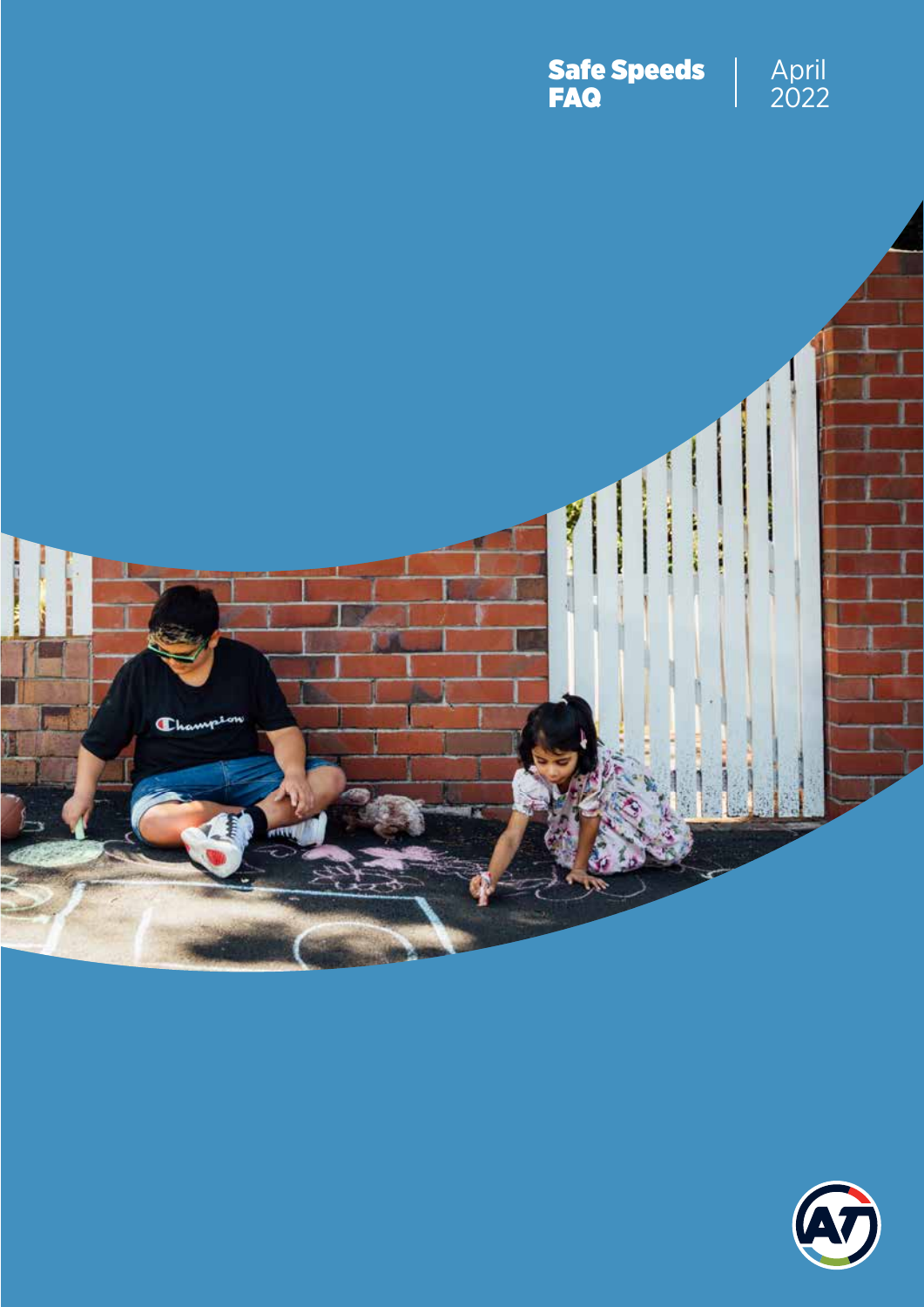# Safe Speeds FAQ

April 2022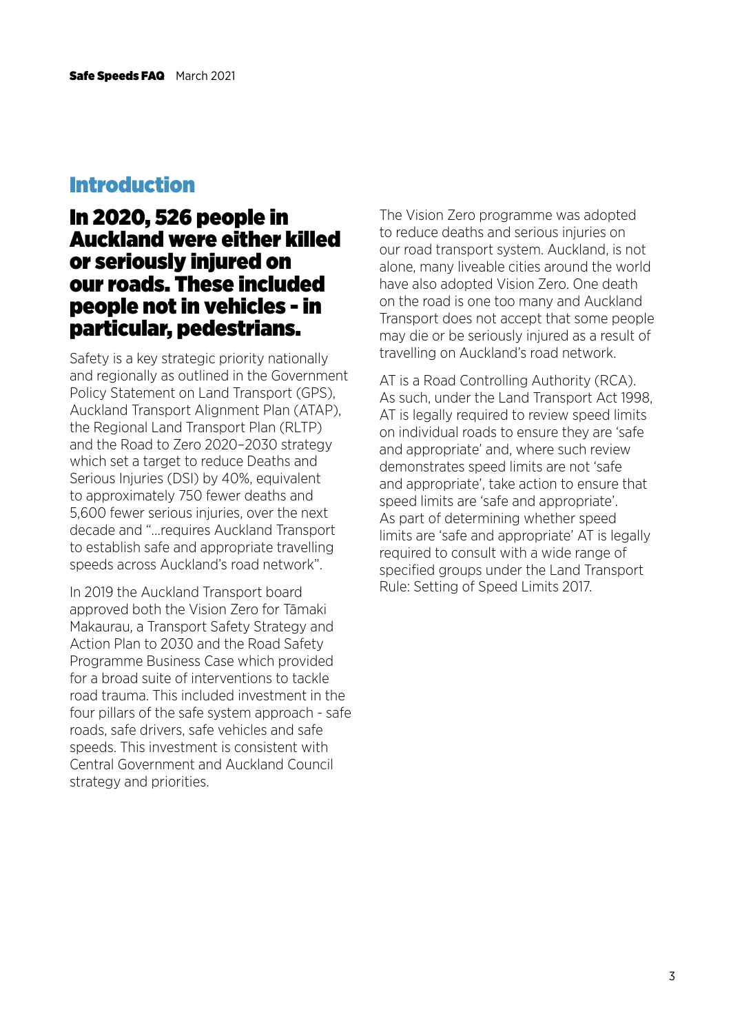## Introduction

### In 2020, 526 people in Auckland were either killed or seriously injured on our roads. These included people not in vehicles - in particular, pedestrians.

Safety is a key strategic priority nationally and regionally as outlined in the Government Policy Statement on Land Transport (GPS), Auckland Transport Alignment Plan (ATAP), the Regional Land Transport Plan (RLTP) and the Road to Zero 2020–2030 strategy which set a target to reduce Deaths and Serious Injuries (DSI) by 40%, equivalent to approximately 750 fewer deaths and 5,600 fewer serious injuries, over the next decade and "...requires Auckland Transport to establish safe and appropriate travelling speeds across Auckland's road network".

In 2019 the Auckland Transport board approved both the Vision Zero for Tāmaki Makaurau, a Transport Safety Strategy and Action Plan to 2030 and the Road Safety Programme Business Case which provided for a broad suite of interventions to tackle road trauma. This included investment in the four pillars of the safe system approach - safe roads, safe drivers, safe vehicles and safe speeds. This investment is consistent with Central Government and Auckland Council strategy and priorities.

The Vision Zero programme was adopted to reduce deaths and serious injuries on our road transport system. Auckland, is not alone, many liveable cities around the world have also adopted Vision Zero. One death on the road is one too many and Auckland Transport does not accept that some people may die or be seriously injured as a result of travelling on Auckland's road network.

AT is a Road Controlling Authority (RCA). As such, under the Land Transport Act 1998, AT is legally required to review speed limits on individual roads to ensure they are 'safe and appropriate' and, where such review demonstrates speed limits are not 'safe and appropriate', take action to ensure that speed limits are 'safe and appropriate'. As part of determining whether speed limits are 'safe and appropriate' AT is legally required to consult with a wide range of specified groups under the Land Transport Rule: Setting of Speed Limits 2017.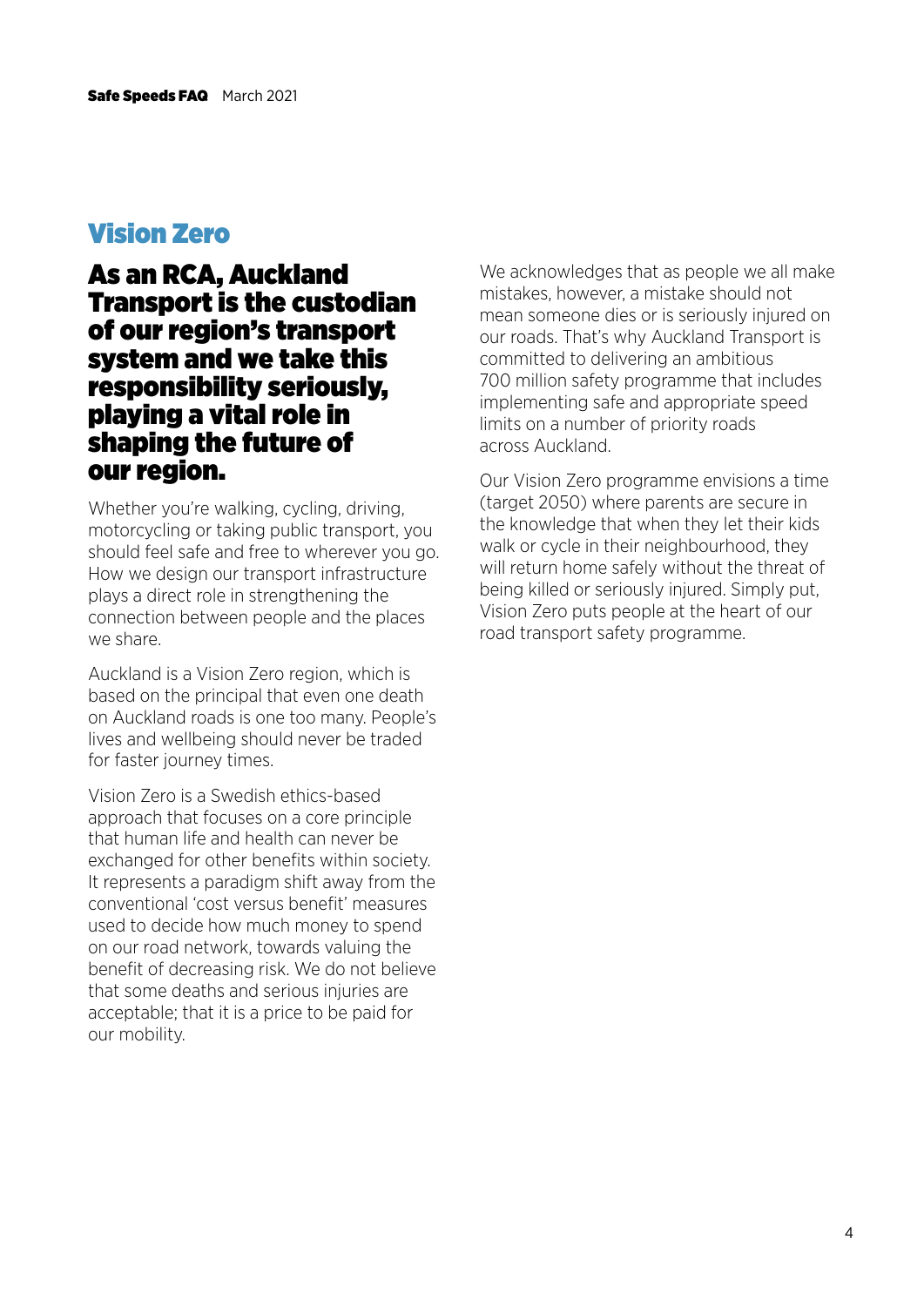## Vision Zero

### As an RCA, Auckland Transport is the custodian of our region's transport system and we take this responsibility seriously, playing a vital role in shaping the future of our region.

Whether you're walking, cycling, driving, motorcycling or taking public transport, you should feel safe and free to wherever you go. How we design our transport infrastructure plays a direct role in strengthening the connection between people and the places we share.

Auckland is a Vision Zero region, which is based on the principal that even one death on Auckland roads is one too many. People's lives and wellbeing should never be traded for faster journey times.

Vision Zero is a Swedish ethics-based approach that focuses on a core principle that human life and health can never be exchanged for other benefits within society. It represents a paradigm shift away from the conventional 'cost versus benefit' measures used to decide how much money to spend on our road network, towards valuing the benefit of decreasing risk. We do not believe that some deaths and serious injuries are acceptable; that it is a price to be paid for our mobility.

We acknowledges that as people we all make mistakes, however, a mistake should not mean someone dies or is seriously injured on our roads. That's why Auckland Transport is committed to delivering an ambitious 700 million safety programme that includes implementing safe and appropriate speed limits on a number of priority roads across Auckland.

Our Vision Zero programme envisions a time (target 2050) where parents are secure in the knowledge that when they let their kids walk or cycle in their neighbourhood, they will return home safely without the threat of being killed or seriously injured. Simply put, Vision Zero puts people at the heart of our road transport safety programme.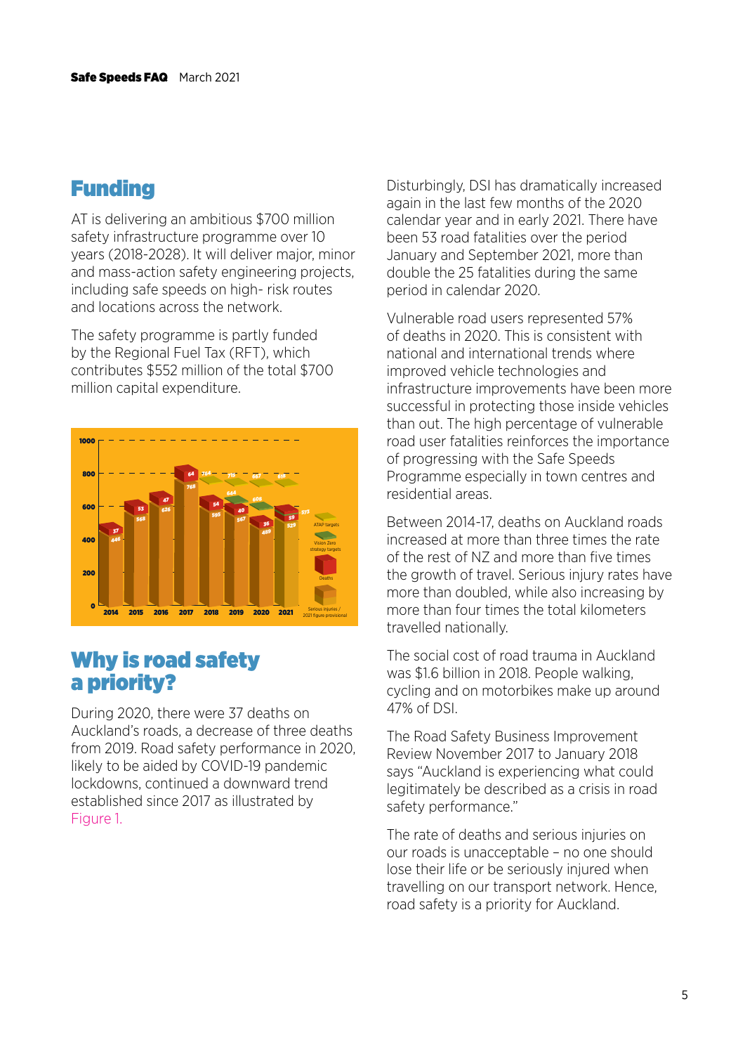## Funding

AT is delivering an ambitious $700 million safety infrastructure programme over 10 years (2018-2028). It will deliver major, minor and mass-action safety engineering projects, including safe speeds on high- risk routes and locations across the network.

The safety programme is partly funded by the Regional Fuel Tax (RFT), which contributes $552 million of the total $700 million capital expenditure.

## Why is road safety a priority?

During 2020, there were 37 deaths on Auckland's roads, a decrease of three deaths from 2019. Road safety performance in 2020, likely to be aided by COVID-19 pandemic lockdowns, continued a downward trend established since 2017 as illustrated by Figure 1.

Disturbingly, DSI has dramatically increased again in the last few months of the 2020 calendar year and in early 2021. There have been 53 road fatalities over the period January and September 2021, more than double the 25 fatalities during the same period in calendar 2020.

Vulnerable road users represented 57% of deaths in 2020. This is consistent with national and international trends where improved vehicle technologies and infrastructure improvements have been more successful in protecting those inside vehicles than out. The high percentage of vulnerable road user fatalities reinforces the importance of progressing with the Safe Speeds Programme especially in town centres and residential areas.

Between 2014-17, deaths on Auckland roads increased at more than three times the rate of the rest of NZ and more than five times the growth of travel. Serious injury rates have more than doubled, while also increasing by more than four times the total kilometers travelled nationally.

The social cost of road trauma in Auckland was $1.6 billion in 2018. People walking, cycling and on motorbikes make up around 47% of DSI.

The Road Safety Business Improvement Review November 2017 to January 2018 says "Auckland is experiencing what could legitimately be described as a crisis in road safety performance."

The rate of deaths and serious injuries on our roads is unacceptable – no one should lose their life or be seriously injured when travelling on our transport network. Hence, road safety is a priority for Auckland.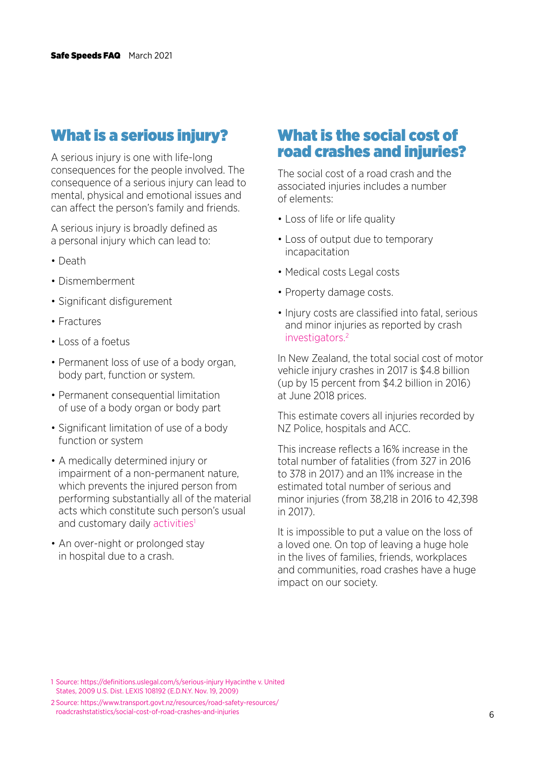## What is a serious injury?

A serious injury is one with life-long consequences for the people involved. The consequence of a serious injury can lead to mental, physical and emotional issues and can affect the person's family and friends.

A serious injury is broadly defined as a personal injury which can lead to:

- Death
- Dismemberment
- Significant disfigurement
- Fractures
- Loss of a foetus
- Permanent loss of use of a body organ, body part, function or system.
- Permanent consequential limitation of use of a body organ or body part
- Significant limitation of use of a body function or system
- A medically determined injury or impairment of a non-permanent nature, which prevents the injured person from performing substantially all of the material acts which constitute such person's usual and customary daily activities[1]
- An over-night or prolonged stay in hospital due to a crash.

## What is the social cost of road crashes and injuries?

The social cost of a road crash and the associated injuries includes a number of elements:

- Loss of life or life quality
- Loss of output due to temporary incapacitation
- Medical costs Legal costs
- Property damage costs.
- Injury costs are classified into fatal, serious and minor injuries as reported by crash investigators.[2]

In New Zealand, the total social cost of motor vehicle injury crashes in 2017 is $4.8 billion (up by 15 percent from $4.2 billion in 2016) at June 2018 prices.

This estimate covers all injuries recorded by NZ Police, hospitals and ACC.

This increase reflects a 16% increase in the total number of fatalities (from 327 in 2016 to 378 in 2017) and an 11% increase in the estimated total number of serious and minor injuries (from 38,218 in 2016 to 42,398 in 2017).

It is impossible to put a value on the loss of a loved one. On top of leaving a huge hole in the lives of families, friends, workplaces and communities, road crashes have a huge impact on our society.

1 Source: https://definitions.uslegal.com/s/serious-injury Hyacinthe v. United States, 2009 U.S. Dist. LEXIS 108192 (E.D.N.Y. Nov. 19, 2009)

2 Source: https://www.transport.govt.nz/resources/road-safety-resources/roadcrashstatistics/social-cost-of-road-crashes-and-injuries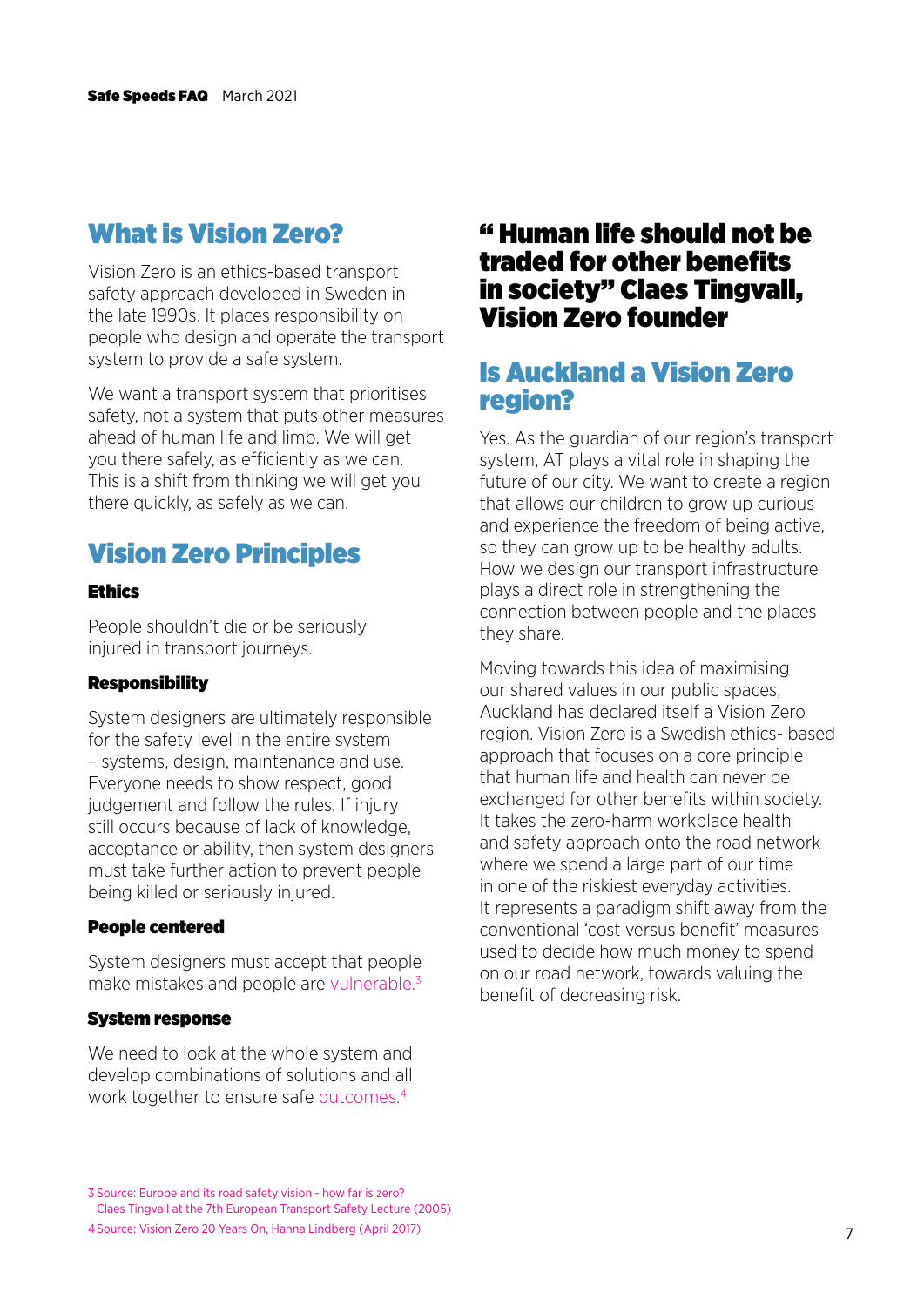## What is Vision Zero?

Vision Zero is an ethics-based transport safety approach developed in Sweden in the late 1990s. It places responsibility on people who design and operate the transport system to provide a safe system.

We want a transport system that prioritises safety, not a system that puts other measures ahead of human life and limb. We will get you there safely, as efficiently as we can. This is a shift from thinking we will get you there quickly, as safely as we can.

## Vision Zero Principles

### Ethics

People shouldn't die or be seriously injured in transport journeys.

### Responsibility

System designers are ultimately responsible for the safety level in the entire system – systems, design, maintenance and use. Everyone needs to show respect, good judgement and follow the rules. If injury still occurs because of lack of knowledge, acceptance or ability, then system designers must take further action to prevent people being killed or seriously injured.

### People centered

System designers must accept that people make mistakes and people are vulnerable.[3]

### System response

We need to look at the whole system and develop combinations of solutions and all work together to ensure safe outcomes.[4]

**" Human life should not be traded for other benefits in society" Claes Tingvall, Vision Zero founder**

## Is Auckland a Vision Zero region?

Yes. As the guardian of our region's transport system, AT plays a vital role in shaping the future of our city. We want to create a region that allows our children to grow up curious and experience the freedom of being active, so they can grow up to be healthy adults. How we design our transport infrastructure plays a direct role in strengthening the connection between people and the places they share.

Moving towards this idea of maximising our shared values in our public spaces, Auckland has declared itself a Vision Zero region. Vision Zero is a Swedish ethics- based approach that focuses on a core principle that human life and health can never be exchanged for other benefits within society. It takes the zero-harm workplace health and safety approach onto the road network where we spend a large part of our time in one of the riskiest everyday activities. It represents a paradigm shift away from the conventional 'cost versus benefit' measures used to decide how much money to spend on our road network, towards valuing the benefit of decreasing risk.

3 Source: Europe and its road safety vision - how far is zero? Claes Tingvall at the 7th European Transport Safety Lecture (2005)

4 Source: Vision Zero 20 Years On, Hanna Lindberg (April 2017)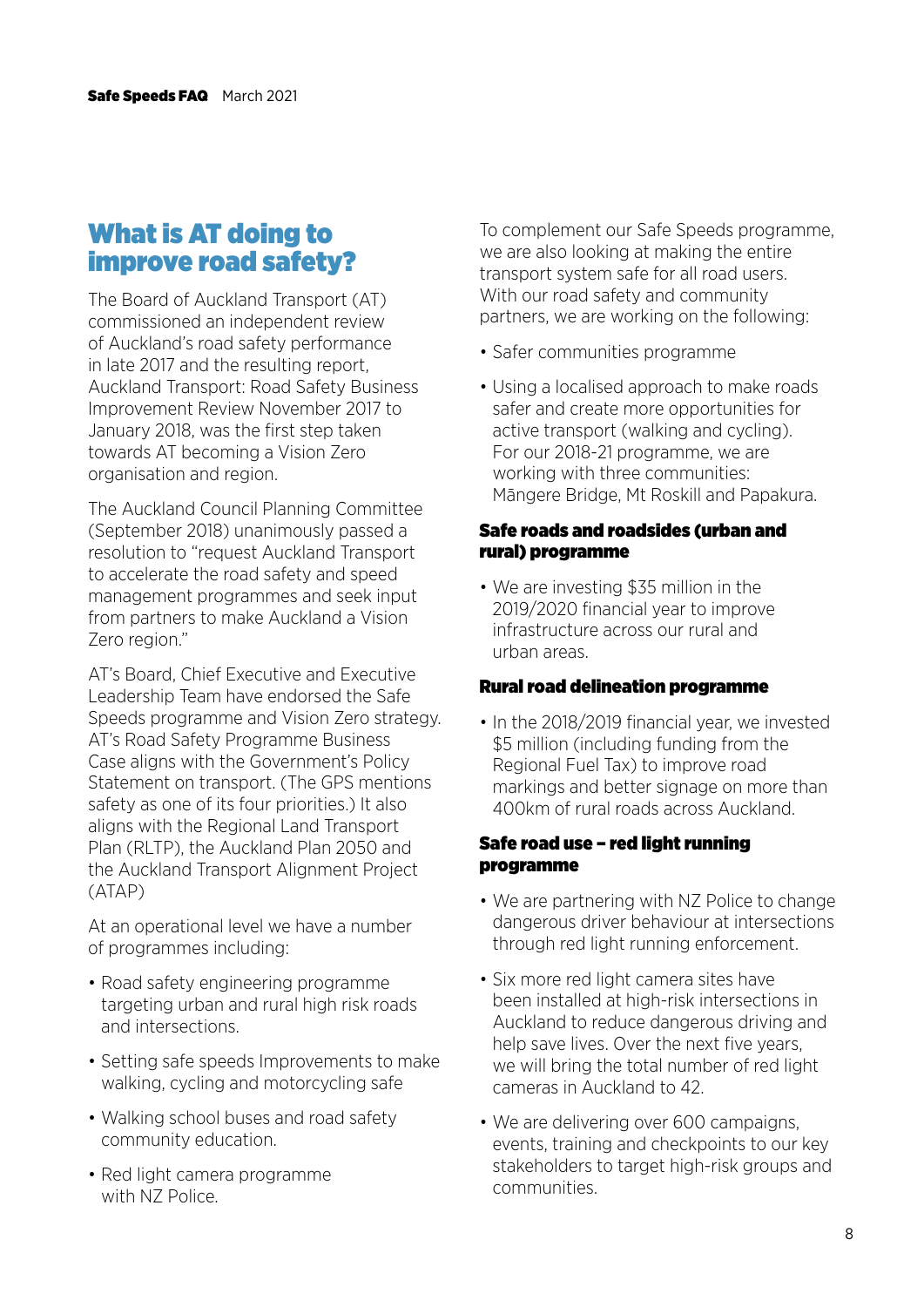## What is AT doing to improve road safety?

The Board of Auckland Transport (AT) commissioned an independent review of Auckland's road safety performance in late 2017 and the resulting report, Auckland Transport: Road Safety Business Improvement Review November 2017 to January 2018, was the first step taken towards AT becoming a Vision Zero organisation and region.

The Auckland Council Planning Committee (September 2018) unanimously passed a resolution to "request Auckland Transport to accelerate the road safety and speed management programmes and seek input from partners to make Auckland a Vision Zero region."

AT's Board, Chief Executive and Executive Leadership Team have endorsed the Safe Speeds programme and Vision Zero strategy. AT's Road Safety Programme Business Case aligns with the Government's Policy Statement on transport. (The GPS mentions safety as one of its four priorities.) It also aligns with the Regional Land Transport Plan (RLTP), the Auckland Plan 2050 and the Auckland Transport Alignment Project (ATAP)

At an operational level we have a number of programmes including:

- Road safety engineering programme targeting urban and rural high risk roads and intersections.
- Setting safe speeds Improvements to make walking, cycling and motorcycling safe
- Walking school buses and road safety community education.
- Red light camera programme with NZ Police.

To complement our Safe Speeds programme, we are also looking at making the entire transport system safe for all road users. With our road safety and community partners, we are working on the following:

- Safer communities programme
- Using a localised approach to make roads safer and create more opportunities for active transport (walking and cycling). For our 2018-21 programme, we are working with three communities: Māngere Bridge, Mt Roskill and Papakura.

### Safe roads and roadsides (urban and rural) programme

- We are investing $35 million in the 2019/2020 financial year to improve infrastructure across our rural and urban areas.

### Rural road delineation programme

- In the 2018/2019 financial year, we invested $5 million (including funding from the Regional Fuel Tax) to improve road markings and better signage on more than 400km of rural roads across Auckland.

### Safe road use – red light running programme

- We are partnering with NZ Police to change dangerous driver behaviour at intersections through red light running enforcement.
- Six more red light camera sites have been installed at high-risk intersections in Auckland to reduce dangerous driving and help save lives. Over the next five years, we will bring the total number of red light cameras in Auckland to 42.
- We are delivering over 600 campaigns, events, training and checkpoints to our key stakeholders to target high-risk groups and communities.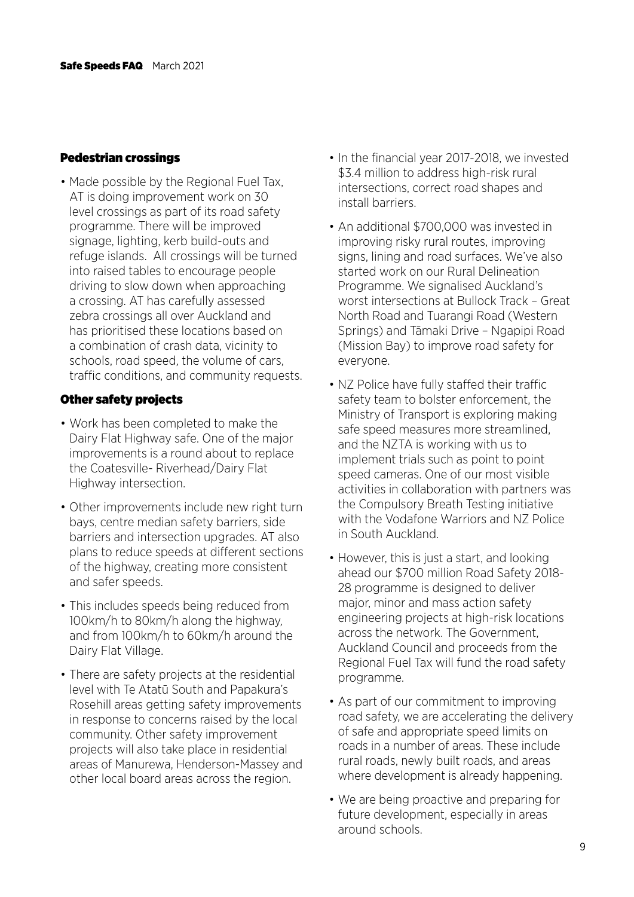## Pedestrian crossings

- Made possible by the Regional Fuel Tax, AT is doing improvement work on 30 level crossings as part of its road safety programme. There will be improved signage, lighting, kerb build-outs and refuge islands. All crossings will be turned into raised tables to encourage people driving to slow down when approaching a crossing. AT has carefully assessed zebra crossings all over Auckland and has prioritised these locations based on a combination of crash data, vicinity to schools, road speed, the volume of cars, traffic conditions, and community requests.

## Other safety projects

- Work has been completed to make the Dairy Flat Highway safe. One of the major improvements is a round about to replace the Coatesville- Riverhead/Dairy Flat Highway intersection.
- Other improvements include new right turn bays, centre median safety barriers, side barriers and intersection upgrades. AT also plans to reduce speeds at different sections of the highway, creating more consistent and safer speeds.
- This includes speeds being reduced from 100km/h to 80km/h along the highway, and from 100km/h to 60km/h around the Dairy Flat Village.
- There are safety projects at the residential level with Te Atatū South and Papakura's Rosehill areas getting safety improvements in response to concerns raised by the local community. Other safety improvement projects will also take place in residential areas of Manurewa, Henderson-Massey and other local board areas across the region.
- In the financial year 2017-2018, we invested $3.4 million to address high-risk rural intersections, correct road shapes and install barriers.
- An additional $700,000 was invested in improving risky rural routes, improving signs, lining and road surfaces. We've also started work on our Rural Delineation Programme. We signalised Auckland's worst intersections at Bullock Track – Great North Road and Tuarangi Road (Western Springs) and Tāmaki Drive – Ngapipi Road (Mission Bay) to improve road safety for everyone.
- NZ Police have fully staffed their traffic safety team to bolster enforcement, the Ministry of Transport is exploring making safe speed measures more streamlined, and the NZTA is working with us to implement trials such as point to point speed cameras. One of our most visible activities in collaboration with partners was the Compulsory Breath Testing initiative with the Vodafone Warriors and NZ Police in South Auckland.
- However, this is just a start, and looking ahead our $700 million Road Safety 2018-28 programme is designed to deliver major, minor and mass action safety engineering projects at high-risk locations across the network. The Government, Auckland Council and proceeds from the Regional Fuel Tax will fund the road safety programme.
- As part of our commitment to improving road safety, we are accelerating the delivery of safe and appropriate speed limits on roads in a number of areas. These include rural roads, newly built roads, and areas where development is already happening.
- We are being proactive and preparing for future development, especially in areas around schools.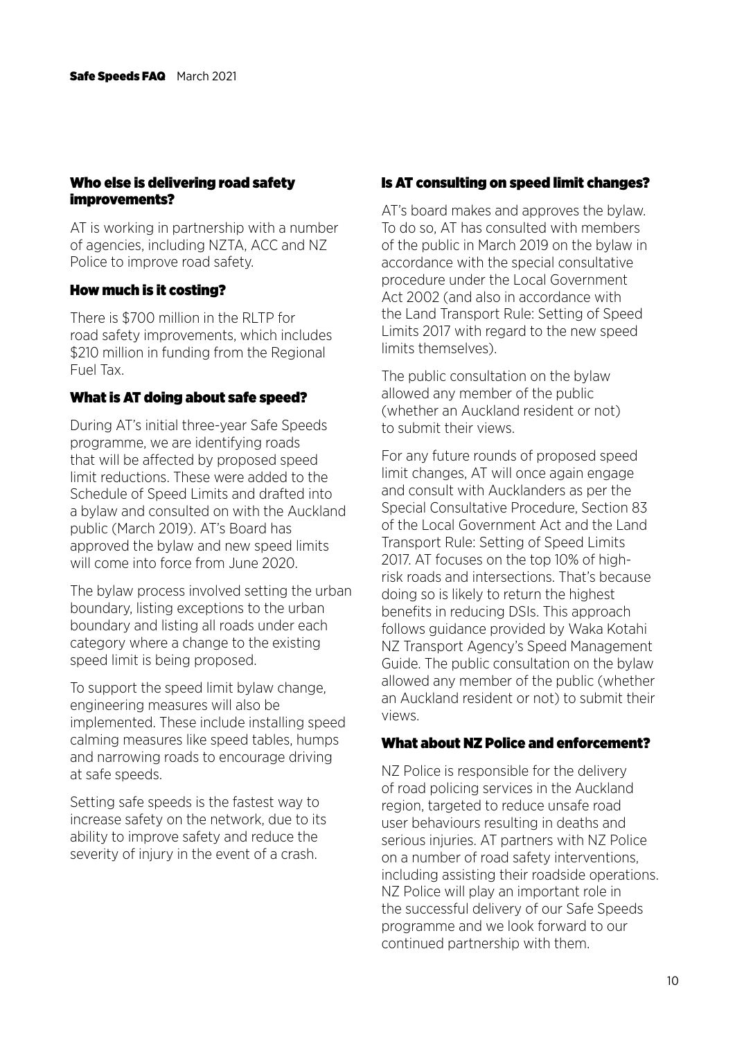### Who else is delivering road safety improvements?

AT is working in partnership with a number of agencies, including NZTA, ACC and NZ Police to improve road safety.

### How much is it costing?

There is $700 million in the RLTP for road safety improvements, which includes $210 million in funding from the Regional Fuel Tax.

### What is AT doing about safe speed?

During AT's initial three-year Safe Speeds programme, we are identifying roads that will be affected by proposed speed limit reductions. These were added to the Schedule of Speed Limits and drafted into a bylaw and consulted on with the Auckland public (March 2019). AT's Board has approved the bylaw and new speed limits will come into force from June 2020.

The bylaw process involved setting the urban boundary, listing exceptions to the urban boundary and listing all roads under each category where a change to the existing speed limit is being proposed.

To support the speed limit bylaw change, engineering measures will also be implemented. These include installing speed calming measures like speed tables, humps and narrowing roads to encourage driving at safe speeds.

Setting safe speeds is the fastest way to increase safety on the network, due to its ability to improve safety and reduce the severity of injury in the event of a crash.

### Is AT consulting on speed limit changes?

AT's board makes and approves the bylaw. To do so, AT has consulted with members of the public in March 2019 on the bylaw in accordance with the special consultative procedure under the Local Government Act 2002 (and also in accordance with the Land Transport Rule: Setting of Speed Limits 2017 with regard to the new speed limits themselves).

The public consultation on the bylaw allowed any member of the public (whether an Auckland resident or not) to submit their views.

For any future rounds of proposed speed limit changes, AT will once again engage and consult with Aucklanders as per the Special Consultative Procedure, Section 83 of the Local Government Act and the Land Transport Rule: Setting of Speed Limits 2017. AT focuses on the top 10% of high-risk roads and intersections. That's because doing so is likely to return the highest benefits in reducing DSIs. This approach follows guidance provided by Waka Kotahi NZ Transport Agency's Speed Management Guide. The public consultation on the bylaw allowed any member of the public (whether an Auckland resident or not) to submit their views.

### What about NZ Police and enforcement?

NZ Police is responsible for the delivery of road policing services in the Auckland region, targeted to reduce unsafe road user behaviours resulting in deaths and serious injuries. AT partners with NZ Police on a number of road safety interventions, including assisting their roadside operations. NZ Police will play an important role in the successful delivery of our Safe Speeds programme and we look forward to our continued partnership with them.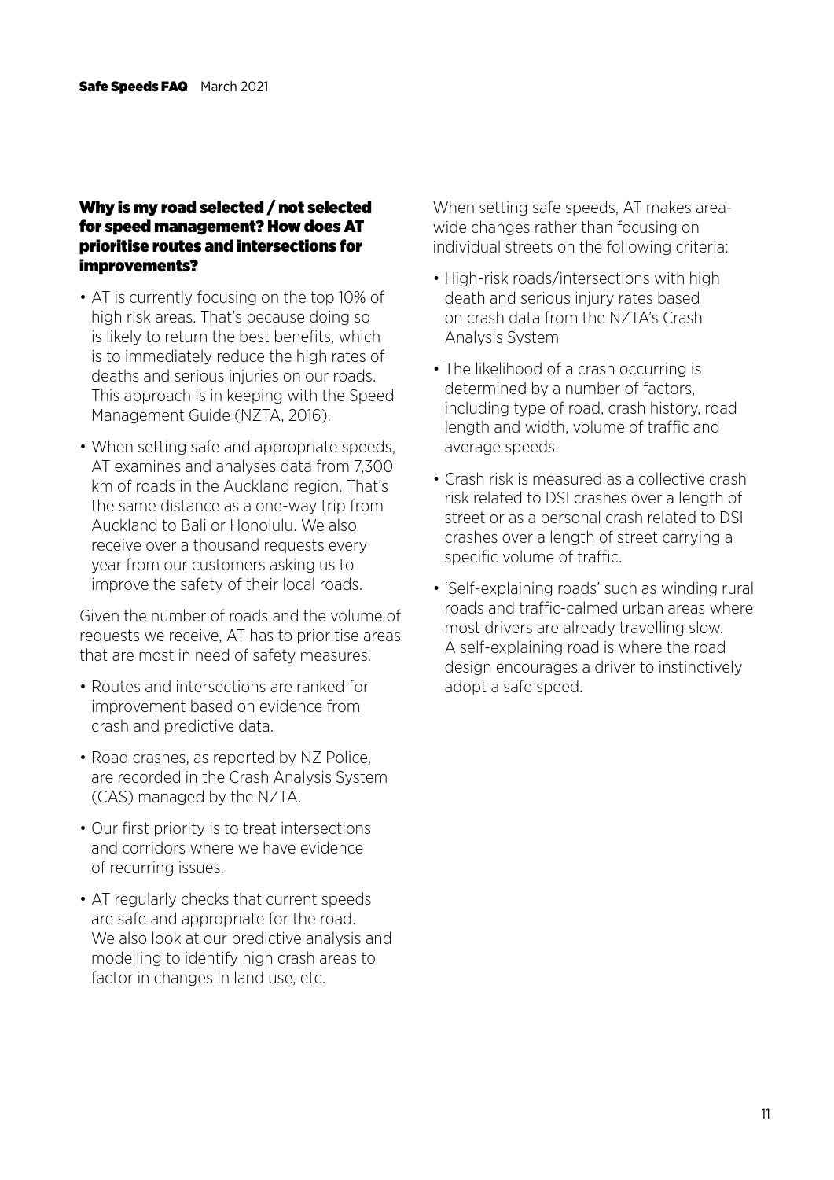## Why is my road selected / not selected for speed management? How does AT prioritise routes and intersections for improvements?

- AT is currently focusing on the top 10% of high risk areas. That's because doing so is likely to return the best benefits, which is to immediately reduce the high rates of deaths and serious injuries on our roads. This approach is in keeping with the Speed Management Guide (NZTA, 2016).
- When setting safe and appropriate speeds, AT examines and analyses data from 7,300 km of roads in the Auckland region. That's the same distance as a one-way trip from Auckland to Bali or Honolulu. We also receive over a thousand requests every year from our customers asking us to improve the safety of their local roads.

Given the number of roads and the volume of requests we receive, AT has to prioritise areas that are most in need of safety measures.

- Routes and intersections are ranked for improvement based on evidence from crash and predictive data.
- Road crashes, as reported by NZ Police, are recorded in the Crash Analysis System (CAS) managed by the NZTA.
- Our first priority is to treat intersections and corridors where we have evidence of recurring issues.
- AT regularly checks that current speeds are safe and appropriate for the road. We also look at our predictive analysis and modelling to identify high crash areas to factor in changes in land use, etc.

When setting safe speeds, AT makes area-wide changes rather than focusing on individual streets on the following criteria:

- High-risk roads/intersections with high death and serious injury rates based on crash data from the NZTA's Crash Analysis System
- The likelihood of a crash occurring is determined by a number of factors, including type of road, crash history, road length and width, volume of traffic and average speeds.
- Crash risk is measured as a collective crash risk related to DSI crashes over a length of street or as a personal crash related to DSI crashes over a length of street carrying a specific volume of traffic.
- 'Self-explaining roads' such as winding rural roads and traffic-calmed urban areas where most drivers are already travelling slow. A self-explaining road is where the road design encourages a driver to instinctively adopt a safe speed.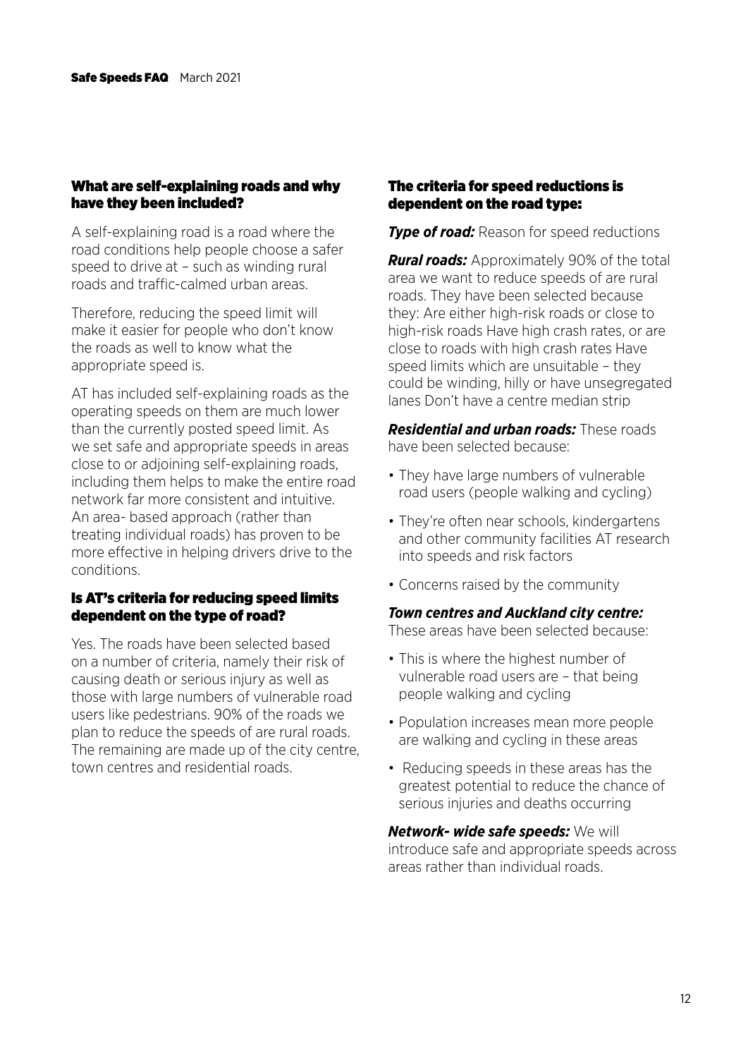## What are self-explaining roads and why have they been included?

A self-explaining road is a road where the road conditions help people choose a safer speed to drive at – such as winding rural roads and traffic-calmed urban areas.

Therefore, reducing the speed limit will make it easier for people who don't know the roads as well to know what the appropriate speed is.

AT has included self-explaining roads as the operating speeds on them are much lower than the currently posted speed limit. As we set safe and appropriate speeds in areas close to or adjoining self-explaining roads, including them helps to make the entire road network far more consistent and intuitive. An area- based approach (rather than treating individual roads) has proven to be more effective in helping drivers drive to the conditions.

## Is AT's criteria for reducing speed limits dependent on the type of road?

Yes. The roads have been selected based on a number of criteria, namely their risk of causing death or serious injury as well as those with large numbers of vulnerable road users like pedestrians. 90% of the roads we plan to reduce the speeds of are rural roads. The remaining are made up of the city centre, town centres and residential roads.

## The criteria for speed reductions is dependent on the road type:

***Type of road:*** Reason for speed reductions

***Rural roads:*** Approximately 90% of the total area we want to reduce speeds of are rural roads. They have been selected because they: Are either high-risk roads or close to high-risk roads Have high crash rates, or are close to roads with high crash rates Have speed limits which are unsuitable – they could be winding, hilly or have unsegregated lanes Don't have a centre median strip

***Residential and urban roads:*** These roads have been selected because:

- They have large numbers of vulnerable road users (people walking and cycling)
- They're often near schools, kindergartens and other community facilities AT research into speeds and risk factors
- Concerns raised by the community

***Town centres and Auckland city centre:*** These areas have been selected because:

- This is where the highest number of vulnerable road users are – that being people walking and cycling
- Population increases mean more people are walking and cycling in these areas
- Reducing speeds in these areas has the greatest potential to reduce the chance of serious injuries and deaths occurring

***Network- wide safe speeds:*** We will introduce safe and appropriate speeds across areas rather than individual roads.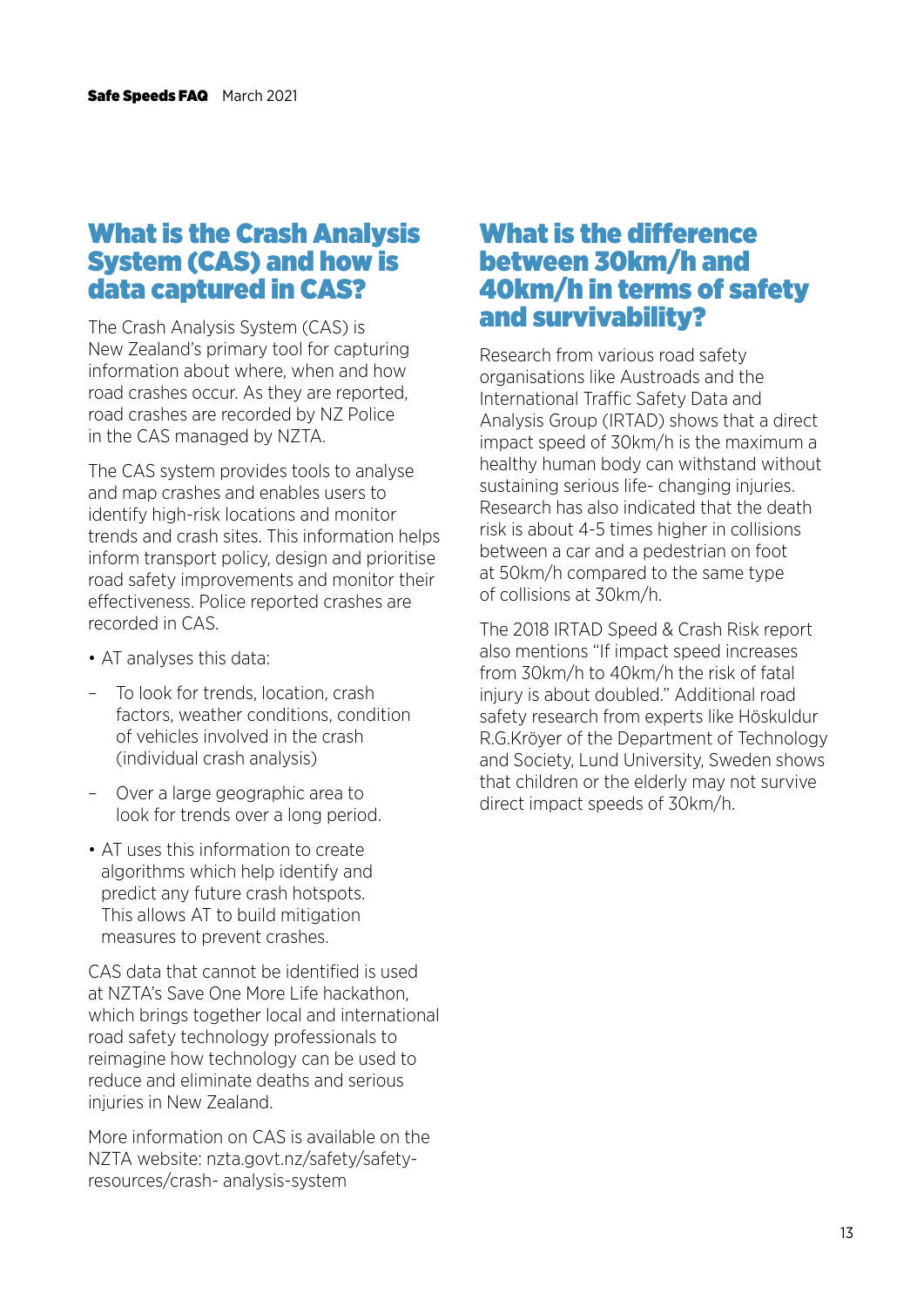## What is the Crash Analysis System (CAS) and how is data captured in CAS?

The Crash Analysis System (CAS) is New Zealand's primary tool for capturing information about where, when and how road crashes occur. As they are reported, road crashes are recorded by NZ Police in the CAS managed by NZTA.

The CAS system provides tools to analyse and map crashes and enables users to identify high-risk locations and monitor trends and crash sites. This information helps inform transport policy, design and prioritise road safety improvements and monitor their effectiveness. Police reported crashes are recorded in CAS.

- AT analyses this data:
  - To look for trends, location, crash factors, weather conditions, condition of vehicles involved in the crash (individual crash analysis)
  - Over a large geographic area to look for trends over a long period.
- AT uses this information to create algorithms which help identify and predict any future crash hotspots. This allows AT to build mitigation measures to prevent crashes.

CAS data that cannot be identified is used at NZTA's Save One More Life hackathon, which brings together local and international road safety technology professionals to reimagine how technology can be used to reduce and eliminate deaths and serious injuries in New Zealand.

More information on CAS is available on the NZTA website: nzta.govt.nz/safety/safety-resources/crash- analysis-system

## What is the difference between 30km/h and 40km/h in terms of safety and survivability?

Research from various road safety organisations like Austroads and the International Traffic Safety Data and Analysis Group (IRTAD) shows that a direct impact speed of 30km/h is the maximum a healthy human body can withstand without sustaining serious life- changing injuries. Research has also indicated that the death risk is about 4-5 times higher in collisions between a car and a pedestrian on foot at 50km/h compared to the same type of collisions at 30km/h.

The 2018 IRTAD Speed & Crash Risk report also mentions "If impact speed increases from 30km/h to 40km/h the risk of fatal injury is about doubled." Additional road safety research from experts like Höskuldur R.G.Kröyer of the Department of Technology and Society, Lund University, Sweden shows that children or the elderly may not survive direct impact speeds of 30km/h.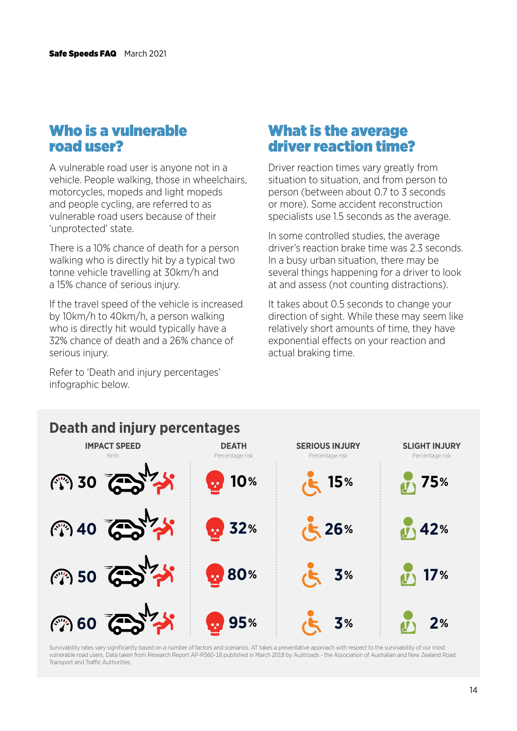## Who is a vulnerable road user?

A vulnerable road user is anyone not in a vehicle. People walking, those in wheelchairs, motorcycles, mopeds and light mopeds and people cycling, are referred to as vulnerable road users because of their 'unprotected' state.

There is a 10% chance of death for a person walking who is directly hit by a typical two tonne vehicle travelling at 30km/h and a 15% chance of serious injury.

If the travel speed of the vehicle is increased by 10km/h to 40km/h, a person walking who is directly hit would typically have a 32% chance of death and a 26% chance of serious injury.

Refer to 'Death and injury percentages' infographic below.

## What is the average driver reaction time?

Driver reaction times vary greatly from situation to situation, and from person to person (between about 0.7 to 3 seconds or more). Some accident reconstruction specialists use 1.5 seconds as the average.

In some controlled studies, the average driver's reaction brake time was 2.3 seconds. In a busy urban situation, there may be several things happening for a driver to look at and assess (not counting distractions).

It takes about 0.5 seconds to change your direction of sight. While these may seem like relatively short amounts of time, they have exponential effects on your reaction and actual braking time.

### Death and injury percentages

| IMPACT SPEED (Kmh) | DEATH (Percentage risk) | SERIOUS INJURY (Percentage risk) | SLIGHT INJURY (Percentage risk) |
|---|---|---|---|
| 30 | 10% | 15% | 75% |
| 40 | 32% | 26% | 42% |
| 50 | 80% | 3% | 17% |
| 60 | 95% | 3% | 2% |

Survivability rates vary significantly based on a number of factors and scenarios. AT takes a preventative approach with respect to the survivability of our most vulnerable road users. Data taken from Research Report AP-R560-18 published in March 2018 by Austroads - the Association of Australian and New Zealand Road Transport and Traffic Authorities.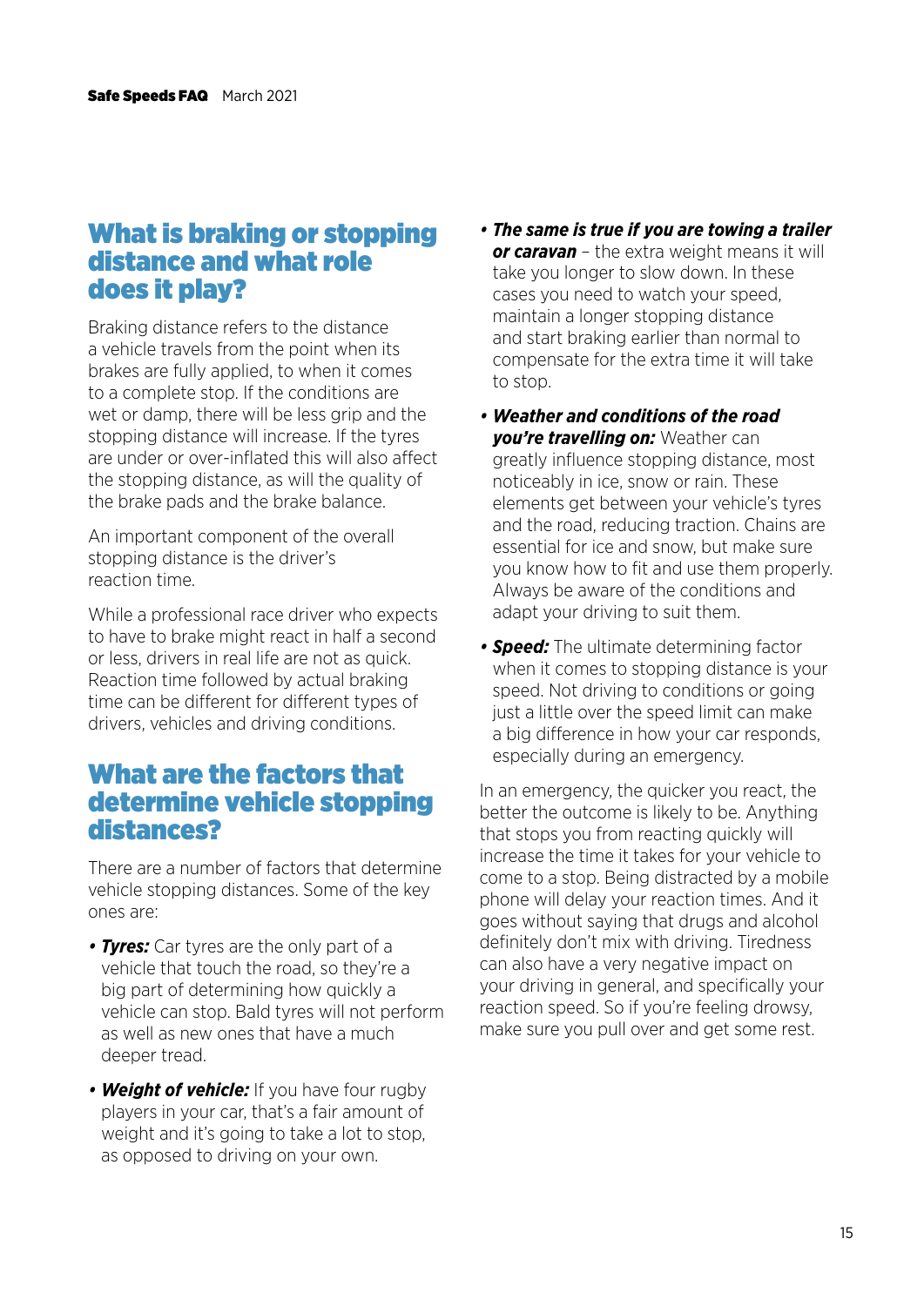## What is braking or stopping distance and what role does it play?

Braking distance refers to the distance a vehicle travels from the point when its brakes are fully applied, to when it comes to a complete stop. If the conditions are wet or damp, there will be less grip and the stopping distance will increase. If the tyres are under or over-inflated this will also affect the stopping distance, as will the quality of the brake pads and the brake balance.

An important component of the overall stopping distance is the driver's reaction time.

While a professional race driver who expects to have to brake might react in half a second or less, drivers in real life are not as quick. Reaction time followed by actual braking time can be different for different types of drivers, vehicles and driving conditions.

## What are the factors that determine vehicle stopping distances?

There are a number of factors that determine vehicle stopping distances. Some of the key ones are:

- ***Tyres:*** Car tyres are the only part of a vehicle that touch the road, so they're a big part of determining how quickly a vehicle can stop. Bald tyres will not perform as well as new ones that have a much deeper tread.
- ***Weight of vehicle:*** If you have four rugby players in your car, that's a fair amount of weight and it's going to take a lot to stop, as opposed to driving on your own.
- ***The same is true if you are towing a trailer or caravan*** – the extra weight means it will take you longer to slow down. In these cases you need to watch your speed, maintain a longer stopping distance and start braking earlier than normal to compensate for the extra time it will take to stop.
- ***Weather and conditions of the road you're travelling on:*** Weather can greatly influence stopping distance, most noticeably in ice, snow or rain. These elements get between your vehicle's tyres and the road, reducing traction. Chains are essential for ice and snow, but make sure you know how to fit and use them properly. Always be aware of the conditions and adapt your driving to suit them.
- ***Speed:*** The ultimate determining factor when it comes to stopping distance is your speed. Not driving to conditions or going just a little over the speed limit can make a big difference in how your car responds, especially during an emergency.

In an emergency, the quicker you react, the better the outcome is likely to be. Anything that stops you from reacting quickly will increase the time it takes for your vehicle to come to a stop. Being distracted by a mobile phone will delay your reaction times. And it goes without saying that drugs and alcohol definitely don't mix with driving. Tiredness can also have a very negative impact on your driving in general, and specifically your reaction speed. So if you're feeling drowsy, make sure you pull over and get some rest.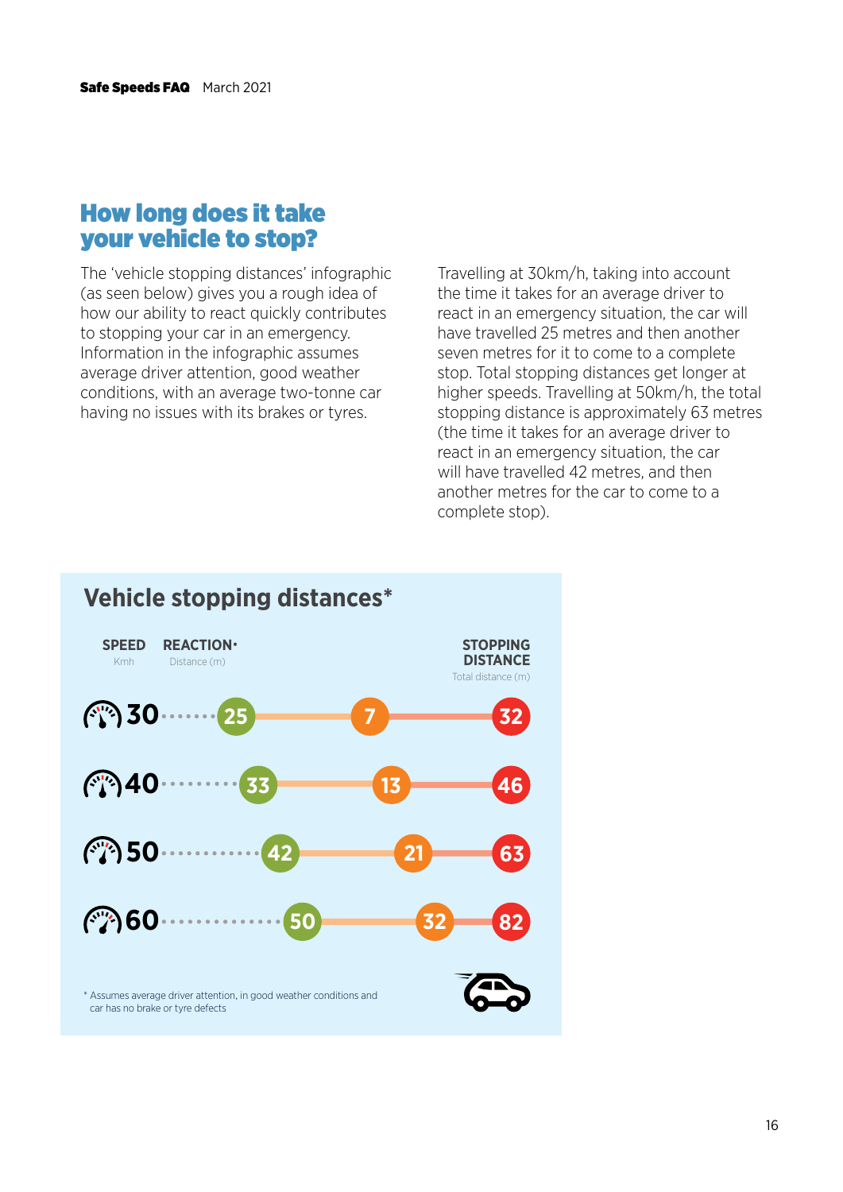## How long does it take your vehicle to stop?

The 'vehicle stopping distances' infographic (as seen below) gives you a rough idea of how our ability to react quickly contributes to stopping your car in an emergency. Information in the infographic assumes average driver attention, good weather conditions, with an average two-tonne car having no issues with its brakes or tyres.

Travelling at 30km/h, taking into account the time it takes for an average driver to react in an emergency situation, the car will have travelled 25 metres and then another seven metres for it to come to a complete stop. Total stopping distances get longer at higher speeds. Travelling at 50km/h, the total stopping distance is approximately 63 metres (the time it takes for an average driver to react in an emergency situation, the car will have travelled 42 metres, and then another metres for the car to come to a complete stop).

### Vehicle stopping distances*

| SPEED (Kmh) | REACTION• (Distance (m)) | | STOPPING DISTANCE (Total distance (m)) |
|---|---|---|---|
| 30 | 25 | 7 | 32 |
| 40 | 33 | 13 | 46 |
| 50 | 42 | 21 | 63 |
| 60 | 50 | 32 | 82 |

* Assumes average driver attention, in good weather conditions and car has no brake or tyre defects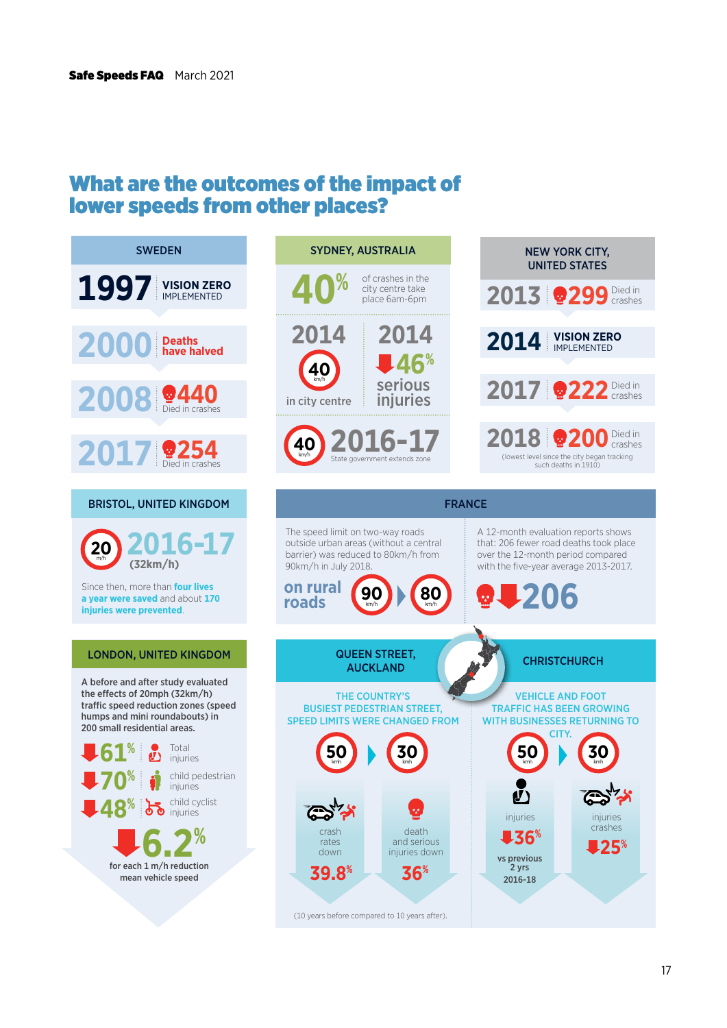# What are the outcomes of the impact of lower speeds from other places?

## SWEDEN

**1997** VISION ZERO IMPLEMENTED

**2000** Deaths have halved

**2008** 440 Died in crashes

**2017** 254 Died in crashes

## SYDNEY, AUSTRALIA

**40%** of crashes in the city centre take place 6am-6pm

**2014** 40 km/h in city centre

**2014** 46% serious injuries

40 km/h **2016-17** State government extends zone

## NEW YORK CITY, UNITED STATES

**2013** 299 Died in crashes

**2014** VISION ZERO IMPLEMENTED

**2017** 222 Died in crashes

**2018** 200 Died in crashes (lowest level since the city began tracking such deaths in 1910)

## BRISTOL, UNITED KINGDOM

20 m/h **2016-17** (32km/h)

Since then, more than **four lives a year were saved** and about **170 injuries were prevented**.

## FRANCE

The speed limit on two-way roads outside urban areas (without a central barrier) was reduced to 80km/h from 90km/h in July 2018.

**on rural roads** 90 km/h ▶ 80 km/h

A 12-month evaluation reports shows that: 206 fewer road deaths took place over the 12-month period compared with the five-year average 2013-2017.

**206**

## LONDON, UNITED KINGDOM

A before and after study evaluated the effects of 20mph (32km/h) traffic speed reduction zones (speed humps and mini roundabouts) in 200 small residential areas.

- 61% Total injuries
- 70% child pedestrian injuries
- 48% child cyclist injuries

**6.2%** for each 1 m/h reduction mean vehicle speed

## QUEEN STREET, AUCKLAND

THE COUNTRY'S BUSIEST PEDESTRIAN STREET, SPEED LIMITS WERE CHANGED FROM

50 kmh ▶ 30 kmh

- crash rates down **39.8%**
- death and serious injuries down **36%**

(10 years before compared to 10 years after).

## CHRISTCHURCH

VEHICLE AND FOOT TRAFFIC HAS BEEN GROWING WITH BUSINESSES RETURNING TO CITY.

50 kmh ▶ 30 kmh

- injuries **36%** vs previous 2 yrs 2016-18
- injuries crashes **25%**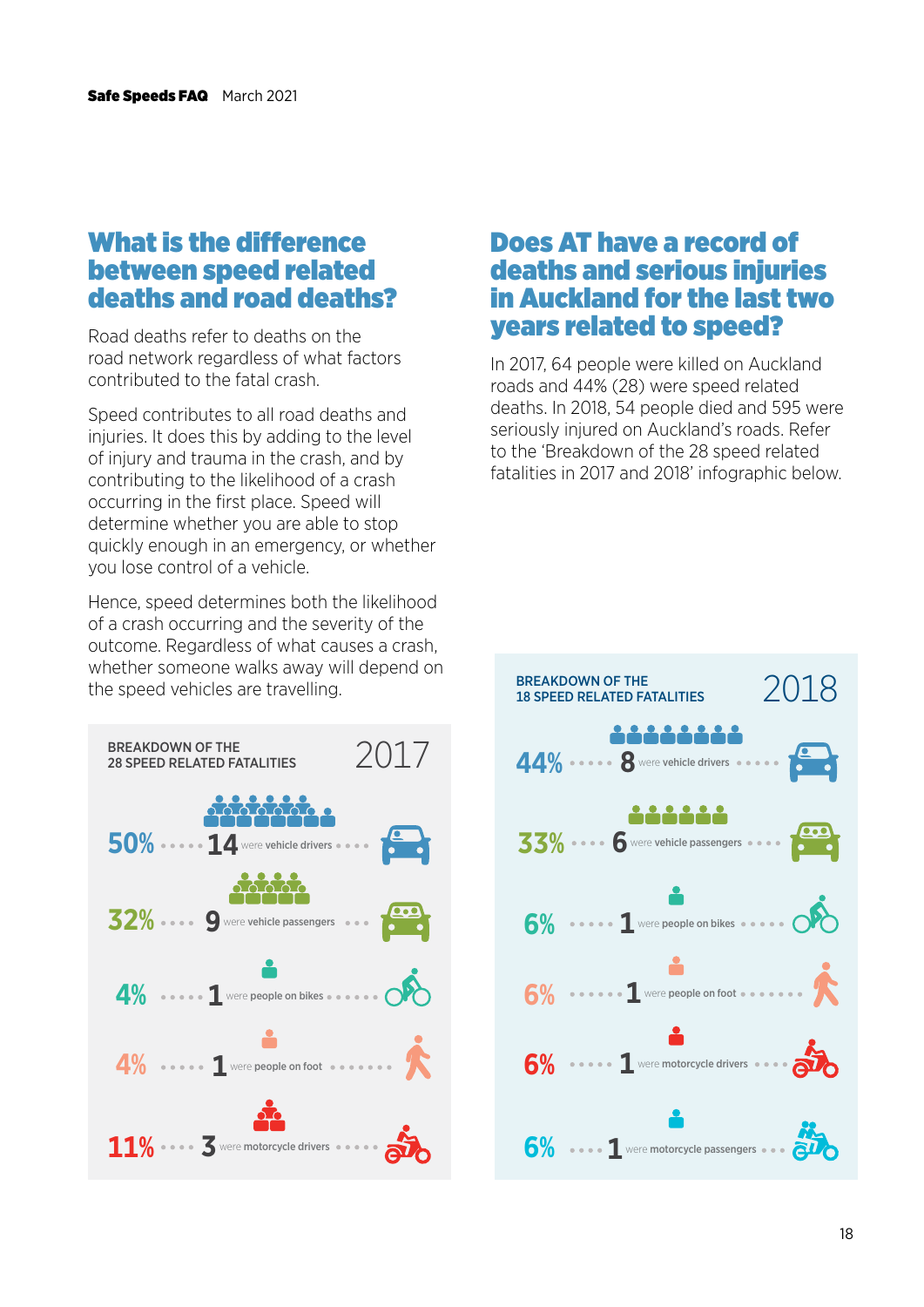## What is the difference between speed related deaths and road deaths?

Road deaths refer to deaths on the road network regardless of what factors contributed to the fatal crash.

Speed contributes to all road deaths and injuries. It does this by adding to the level of injury and trauma in the crash, and by contributing to the likelihood of a crash occurring in the first place. Speed will determine whether you are able to stop quickly enough in an emergency, or whether you lose control of a vehicle.

Hence, speed determines both the likelihood of a crash occurring and the severity of the outcome. Regardless of what causes a crash, whether someone walks away will depend on the speed vehicles are travelling.

**BREAKDOWN OF THE 28 SPEED RELATED FATALITIES — 2017**

| % | Number | Category |
|---|---|---|
| 50% | 14 | were vehicle drivers |
| 32% | 9 | were vehicle passengers |
| 4% | 1 | were people on bikes |
| 4% | 1 | were people on foot |
| 11% | 3 | were motorcycle drivers |

## Does AT have a record of deaths and serious injuries in Auckland for the last two years related to speed?

In 2017, 64 people were killed on Auckland roads and 44% (28) were speed related deaths. In 2018, 54 people died and 595 were seriously injured on Auckland's roads. Refer to the 'Breakdown of the 28 speed related fatalities in 2017 and 2018' infographic below.

**BREAKDOWN OF THE 18 SPEED RELATED FATALITIES — 2018**

| % | Number | Category |
|---|---|---|
| 44% | 8 | were vehicle drivers |
| 33% | 6 | were vehicle passengers |
| 6% | 1 | were people on bikes |
| 6% | 1 | were people on foot |
| 6% | 1 | were motorcycle drivers |
| 6% | 1 | were motorcycle passengers |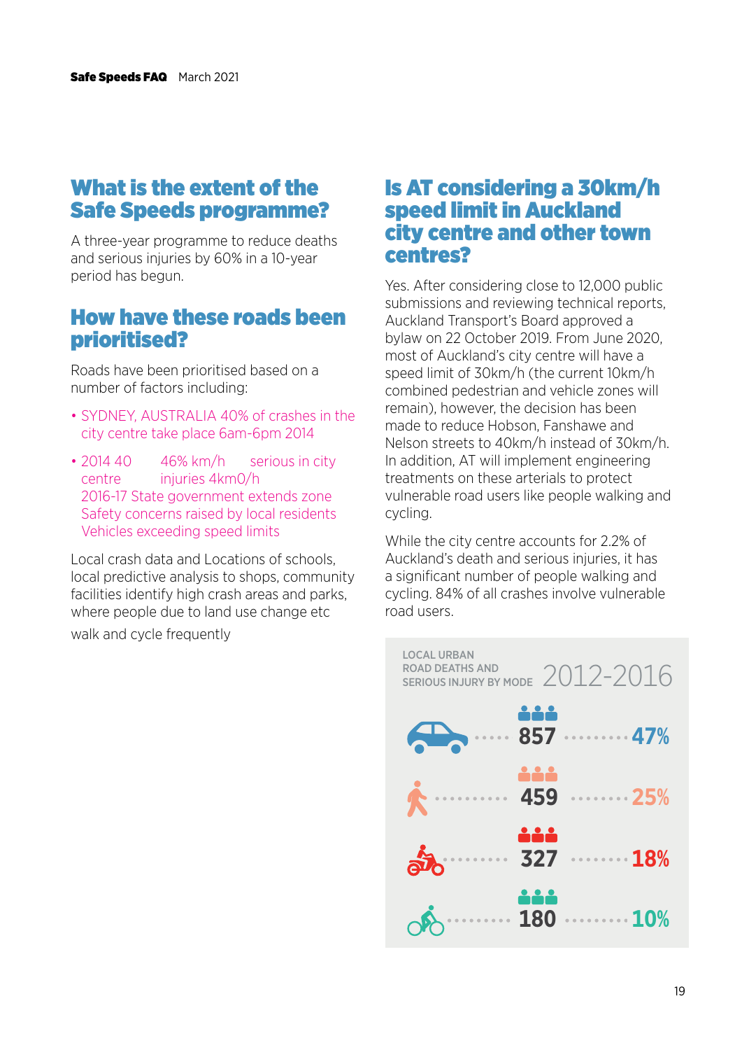## What is the extent of the Safe Speeds programme?

A three-year programme to reduce deaths and serious injuries by 60% in a 10-year period has begun.

## How have these roads been prioritised?

Roads have been prioritised based on a number of factors including:

- SYDNEY, AUSTRALIA 40% of crashes in the city centre take place 6am-6pm 2014
- 2014 40 46% km/h serious in city centre injuries 4km0/h 2016-17 State government extends zone Safety concerns raised by local residents Vehicles exceeding speed limits

Local crash data and Locations of schools, local predictive analysis to shops, community facilities identify high crash areas and parks, where people due to land use change etc walk and cycle frequently

## Is AT considering a 30km/h speed limit in Auckland city centre and other town centres?

Yes. After considering close to 12,000 public submissions and reviewing technical reports, Auckland Transport's Board approved a bylaw on 22 October 2019. From June 2020, most of Auckland's city centre will have a speed limit of 30km/h (the current 10km/h combined pedestrian and vehicle zones will remain), however, the decision has been made to reduce Hobson, Fanshawe and Nelson streets to 40km/h instead of 30km/h. In addition, AT will implement engineering treatments on these arterials to protect vulnerable road users like people walking and cycling.

While the city centre accounts for 2.2% of Auckland's death and serious injuries, it has a significant number of people walking and cycling. 84% of all crashes involve vulnerable road users.

**LOCAL URBAN ROAD DEATHS AND SERIOUS INJURY BY MODE 2012-2016**

| Mode | Number | Percentage |
|---|---|---|
| Car | 857 | 47% |
| Pedestrian | 459 | 25% |
| Motorcycle | 327 | 18% |
| Cycle | 180 | 10% |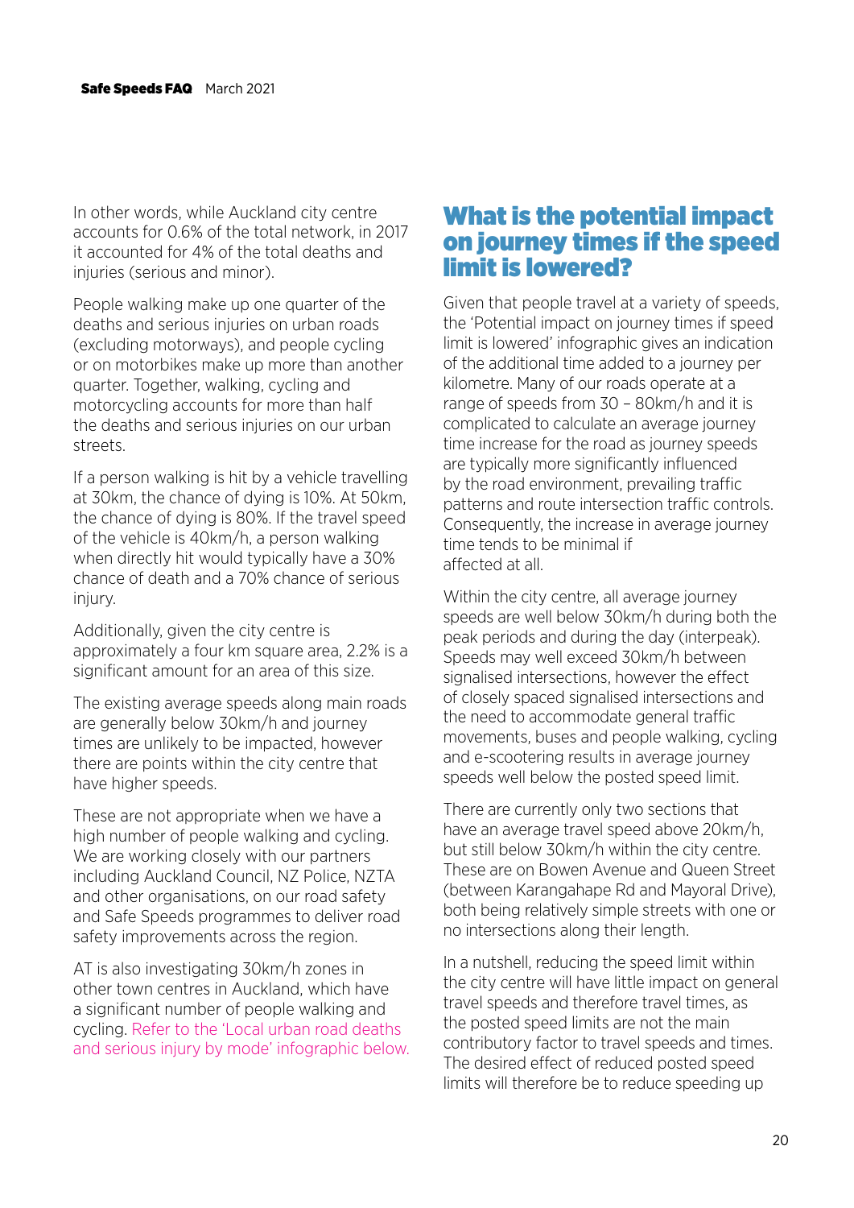In other words, while Auckland city centre accounts for 0.6% of the total network, in 2017 it accounted for 4% of the total deaths and injuries (serious and minor).

People walking make up one quarter of the deaths and serious injuries on urban roads (excluding motorways), and people cycling or on motorbikes make up more than another quarter. Together, walking, cycling and motorcycling accounts for more than half the deaths and serious injuries on our urban streets.

If a person walking is hit by a vehicle travelling at 30km, the chance of dying is 10%. At 50km, the chance of dying is 80%. If the travel speed of the vehicle is 40km/h, a person walking when directly hit would typically have a 30% chance of death and a 70% chance of serious injury.

Additionally, given the city centre is approximately a four km square area, 2.2% is a significant amount for an area of this size.

The existing average speeds along main roads are generally below 30km/h and journey times are unlikely to be impacted, however there are points within the city centre that have higher speeds.

These are not appropriate when we have a high number of people walking and cycling. We are working closely with our partners including Auckland Council, NZ Police, NZTA and other organisations, on our road safety and Safe Speeds programmes to deliver road safety improvements across the region.

AT is also investigating 30km/h zones in other town centres in Auckland, which have a significant number of people walking and cycling. Refer to the 'Local urban road deaths and serious injury by mode' infographic below.

## What is the potential impact on journey times if the speed limit is lowered?

Given that people travel at a variety of speeds, the 'Potential impact on journey times if speed limit is lowered' infographic gives an indication of the additional time added to a journey per kilometre. Many of our roads operate at a range of speeds from 30 – 80km/h and it is complicated to calculate an average journey time increase for the road as journey speeds are typically more significantly influenced by the road environment, prevailing traffic patterns and route intersection traffic controls. Consequently, the increase in average journey time tends to be minimal if affected at all.

Within the city centre, all average journey speeds are well below 30km/h during both the peak periods and during the day (interpeak). Speeds may well exceed 30km/h between signalised intersections, however the effect of closely spaced signalised intersections and the need to accommodate general traffic movements, buses and people walking, cycling and e-scootering results in average journey speeds well below the posted speed limit.

There are currently only two sections that have an average travel speed above 20km/h, but still below 30km/h within the city centre. These are on Bowen Avenue and Queen Street (between Karangahape Rd and Mayoral Drive), both being relatively simple streets with one or no intersections along their length.

In a nutshell, reducing the speed limit within the city centre will have little impact on general travel speeds and therefore travel times, as the posted speed limits are not the main contributory factor to travel speeds and times. The desired effect of reduced posted speed limits will therefore be to reduce speeding up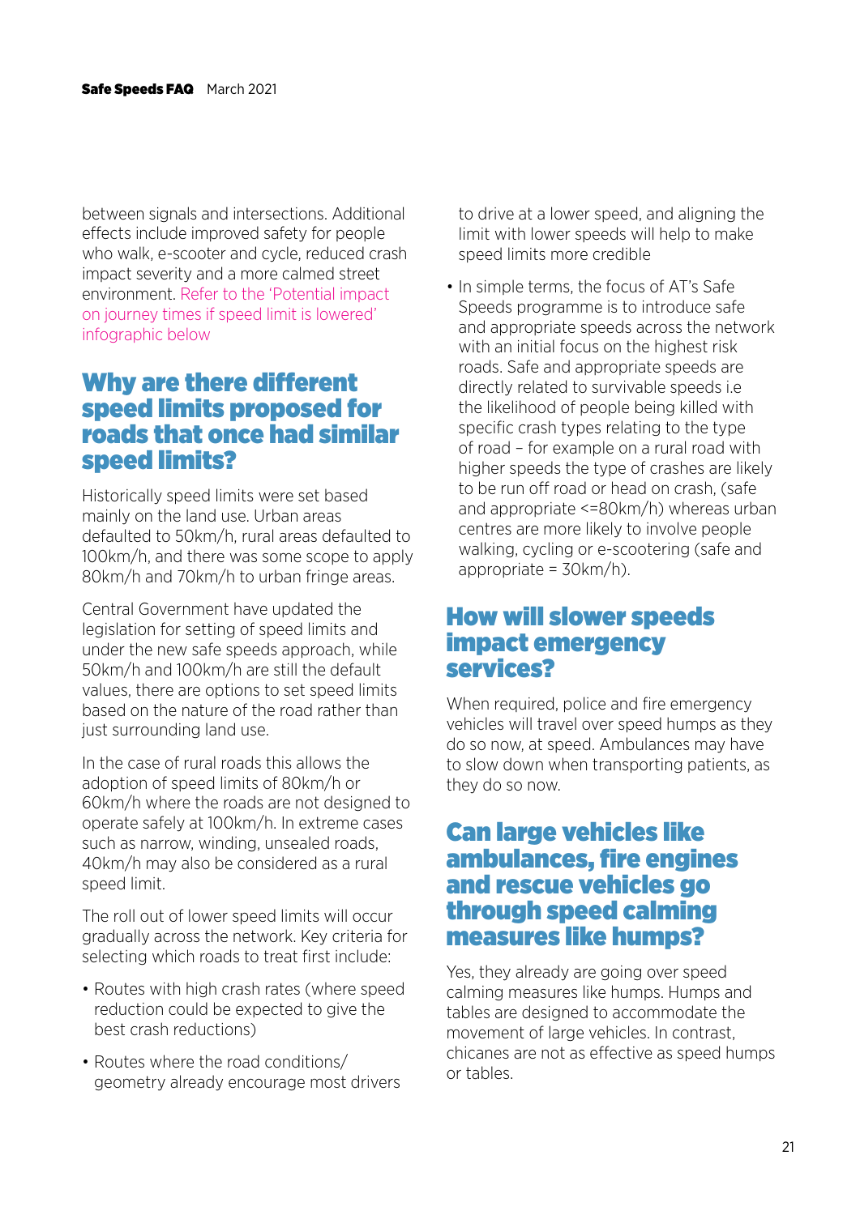between signals and intersections. Additional effects include improved safety for people who walk, e-scooter and cycle, reduced crash impact severity and a more calmed street environment. Refer to the 'Potential impact on journey times if speed limit is lowered' infographic below

## Why are there different speed limits proposed for roads that once had similar speed limits?

Historically speed limits were set based mainly on the land use. Urban areas defaulted to 50km/h, rural areas defaulted to 100km/h, and there was some scope to apply 80km/h and 70km/h to urban fringe areas.

Central Government have updated the legislation for setting of speed limits and under the new safe speeds approach, while 50km/h and 100km/h are still the default values, there are options to set speed limits based on the nature of the road rather than just surrounding land use.

In the case of rural roads this allows the adoption of speed limits of 80km/h or 60km/h where the roads are not designed to operate safely at 100km/h. In extreme cases such as narrow, winding, unsealed roads, 40km/h may also be considered as a rural speed limit.

The roll out of lower speed limits will occur gradually across the network. Key criteria for selecting which roads to treat first include:

- Routes with high crash rates (where speed reduction could be expected to give the best crash reductions)
- Routes where the road conditions/ geometry already encourage most drivers to drive at a lower speed, and aligning the limit with lower speeds will help to make speed limits more credible
- In simple terms, the focus of AT's Safe Speeds programme is to introduce safe and appropriate speeds across the network with an initial focus on the highest risk roads. Safe and appropriate speeds are directly related to survivable speeds i.e the likelihood of people being killed with specific crash types relating to the type of road – for example on a rural road with higher speeds the type of crashes are likely to be run off road or head on crash, (safe and appropriate <=80km/h) whereas urban centres are more likely to involve people walking, cycling or e-scootering (safe and appropriate = 30km/h).

## How will slower speeds impact emergency services?

When required, police and fire emergency vehicles will travel over speed humps as they do so now, at speed. Ambulances may have to slow down when transporting patients, as they do so now.

## Can large vehicles like ambulances, fire engines and rescue vehicles go through speed calming measures like humps?

Yes, they already are going over speed calming measures like humps. Humps and tables are designed to accommodate the movement of large vehicles. In contrast, chicanes are not as effective as speed humps or tables.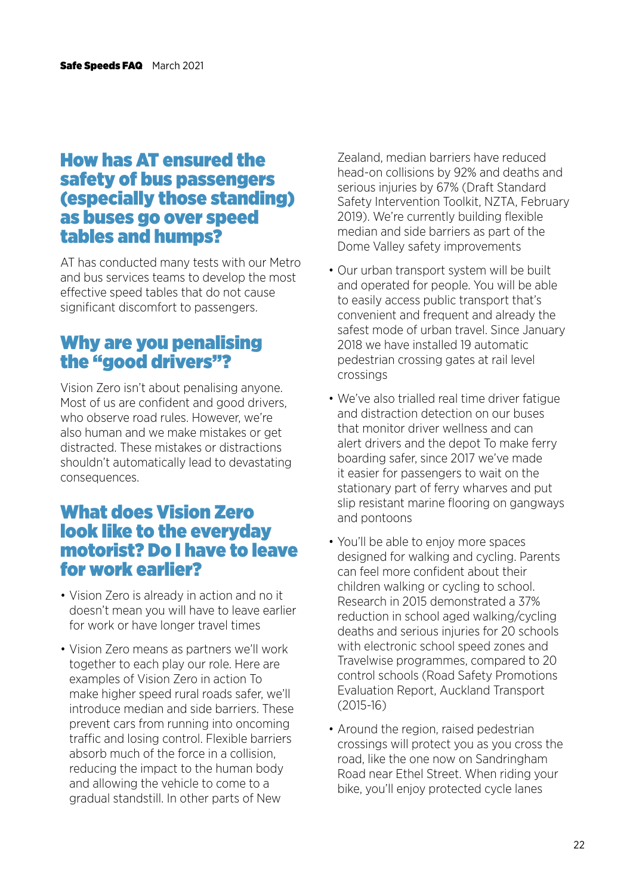## How has AT ensured the safety of bus passengers (especially those standing) as buses go over speed tables and humps?

AT has conducted many tests with our Metro and bus services teams to develop the most effective speed tables that do not cause significant discomfort to passengers.

## Why are you penalising the "good drivers"?

Vision Zero isn't about penalising anyone. Most of us are confident and good drivers, who observe road rules. However, we're also human and we make mistakes or get distracted. These mistakes or distractions shouldn't automatically lead to devastating consequences.

## What does Vision Zero look like to the everyday motorist? Do I have to leave for work earlier?

- Vision Zero is already in action and no it doesn't mean you will have to leave earlier for work or have longer travel times
- Vision Zero means as partners we'll work together to each play our role. Here are examples of Vision Zero in action To make higher speed rural roads safer, we'll introduce median and side barriers. These prevent cars from running into oncoming traffic and losing control. Flexible barriers absorb much of the force in a collision, reducing the impact to the human body and allowing the vehicle to come to a gradual standstill. In other parts of New Zealand, median barriers have reduced head-on collisions by 92% and deaths and serious injuries by 67% (Draft Standard Safety Intervention Toolkit, NZTA, February 2019). We're currently building flexible median and side barriers as part of the Dome Valley safety improvements
- Our urban transport system will be built and operated for people. You will be able to easily access public transport that's convenient and frequent and already the safest mode of urban travel. Since January 2018 we have installed 19 automatic pedestrian crossing gates at rail level crossings
- We've also trialled real time driver fatigue and distraction detection on our buses that monitor driver wellness and can alert drivers and the depot To make ferry boarding safer, since 2017 we've made it easier for passengers to wait on the stationary part of ferry wharves and put slip resistant marine flooring on gangways and pontoons
- You'll be able to enjoy more spaces designed for walking and cycling. Parents can feel more confident about their children walking or cycling to school. Research in 2015 demonstrated a 37% reduction in school aged walking/cycling deaths and serious injuries for 20 schools with electronic school speed zones and Travelwise programmes, compared to 20 control schools (Road Safety Promotions Evaluation Report, Auckland Transport (2015-16)
- Around the region, raised pedestrian crossings will protect you as you cross the road, like the one now on Sandringham Road near Ethel Street. When riding your bike, you'll enjoy protected cycle lanes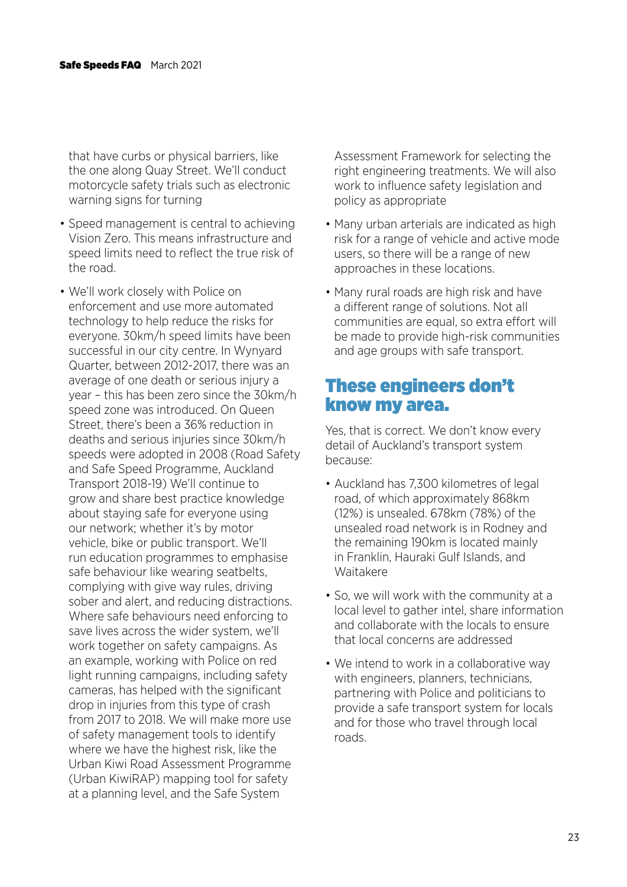that have curbs or physical barriers, like the one along Quay Street. We'll conduct motorcycle safety trials such as electronic warning signs for turning

- Speed management is central to achieving Vision Zero. This means infrastructure and speed limits need to reflect the true risk of the road.
- We'll work closely with Police on enforcement and use more automated technology to help reduce the risks for everyone. 30km/h speed limits have been successful in our city centre. In Wynyard Quarter, between 2012-2017, there was an average of one death or serious injury a year – this has been zero since the 30km/h speed zone was introduced. On Queen Street, there's been a 36% reduction in deaths and serious injuries since 30km/h speeds were adopted in 2008 (Road Safety and Safe Speed Programme, Auckland Transport 2018-19) We'll continue to grow and share best practice knowledge about staying safe for everyone using our network; whether it's by motor vehicle, bike or public transport. We'll run education programmes to emphasise safe behaviour like wearing seatbelts, complying with give way rules, driving sober and alert, and reducing distractions. Where safe behaviours need enforcing to save lives across the wider system, we'll work together on safety campaigns. As an example, working with Police on red light running campaigns, including safety cameras, has helped with the significant drop in injuries from this type of crash from 2017 to 2018. We will make more use of safety management tools to identify where we have the highest risk, like the Urban Kiwi Road Assessment Programme (Urban KiwiRAP) mapping tool for safety at a planning level, and the Safe System Assessment Framework for selecting the right engineering treatments. We will also work to influence safety legislation and policy as appropriate
- Many urban arterials are indicated as high risk for a range of vehicle and active mode users, so there will be a range of new approaches in these locations.
- Many rural roads are high risk and have a different range of solutions. Not all communities are equal, so extra effort will be made to provide high-risk communities and age groups with safe transport.

## These engineers don't know my area.

Yes, that is correct. We don't know every detail of Auckland's transport system because:

- Auckland has 7,300 kilometres of legal road, of which approximately 868km (12%) is unsealed. 678km (78%) of the unsealed road network is in Rodney and the remaining 190km is located mainly in Franklin, Hauraki Gulf Islands, and Waitakere
- So, we will work with the community at a local level to gather intel, share information and collaborate with the locals to ensure that local concerns are addressed
- We intend to work in a collaborative way with engineers, planners, technicians, partnering with Police and politicians to provide a safe transport system for locals and for those who travel through local roads.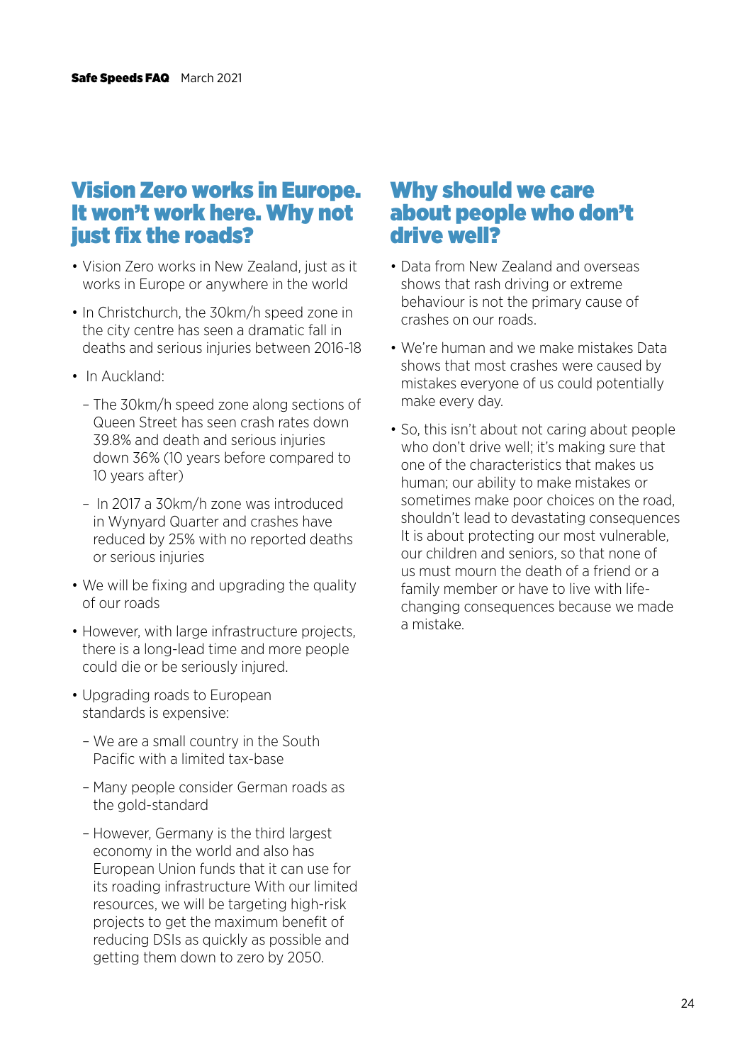## Vision Zero works in Europe. It won't work here. Why not just fix the roads?

- Vision Zero works in New Zealand, just as it works in Europe or anywhere in the world
- In Christchurch, the 30km/h speed zone in the city centre has seen a dramatic fall in deaths and serious injuries between 2016-18
- In Auckland:
  - The 30km/h speed zone along sections of Queen Street has seen crash rates down 39.8% and death and serious injuries down 36% (10 years before compared to 10 years after)
  - In 2017 a 30km/h zone was introduced in Wynyard Quarter and crashes have reduced by 25% with no reported deaths or serious injuries
- We will be fixing and upgrading the quality of our roads
- However, with large infrastructure projects, there is a long-lead time and more people could die or be seriously injured.
- Upgrading roads to European standards is expensive:
  - We are a small country in the South Pacific with a limited tax-base
  - Many people consider German roads as the gold-standard
  - However, Germany is the third largest economy in the world and also has European Union funds that it can use for its roading infrastructure With our limited resources, we will be targeting high-risk projects to get the maximum benefit of reducing DSIs as quickly as possible and getting them down to zero by 2050.

## Why should we care about people who don't drive well?

- Data from New Zealand and overseas shows that rash driving or extreme behaviour is not the primary cause of crashes on our roads.
- We're human and we make mistakes Data shows that most crashes were caused by mistakes everyone of us could potentially make every day.
- So, this isn't about not caring about people who don't drive well; it's making sure that one of the characteristics that makes us human; our ability to make mistakes or sometimes make poor choices on the road, shouldn't lead to devastating consequences It is about protecting our most vulnerable, our children and seniors, so that none of us must mourn the death of a friend or a family member or have to live with life-changing consequences because we made a mistake.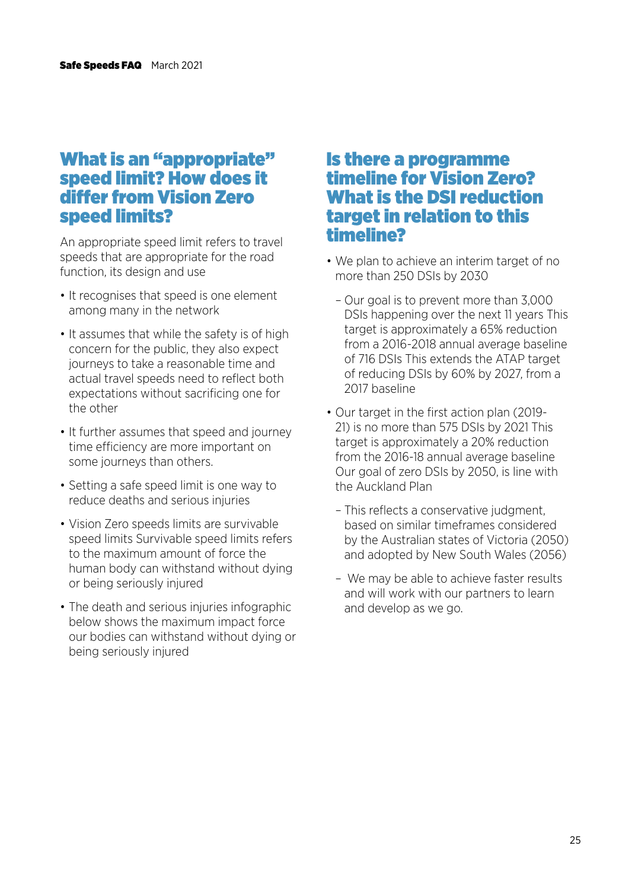## What is an "appropriate" speed limit? How does it differ from Vision Zero speed limits?

An appropriate speed limit refers to travel speeds that are appropriate for the road function, its design and use

- It recognises that speed is one element among many in the network
- It assumes that while the safety is of high concern for the public, they also expect journeys to take a reasonable time and actual travel speeds need to reflect both expectations without sacrificing one for the other
- It further assumes that speed and journey time efficiency are more important on some journeys than others.
- Setting a safe speed limit is one way to reduce deaths and serious injuries
- Vision Zero speeds limits are survivable speed limits Survivable speed limits refers to the maximum amount of force the human body can withstand without dying or being seriously injured
- The death and serious injuries infographic below shows the maximum impact force our bodies can withstand without dying or being seriously injured

## Is there a programme timeline for Vision Zero? What is the DSI reduction target in relation to this timeline?

- We plan to achieve an interim target of no more than 250 DSIs by 2030
  - Our goal is to prevent more than 3,000 DSIs happening over the next 11 years This target is approximately a 65% reduction from a 2016-2018 annual average baseline of 716 DSIs This extends the ATAP target of reducing DSIs by 60% by 2027, from a 2017 baseline
- Our target in the first action plan (2019-21) is no more than 575 DSIs by 2021 This target is approximately a 20% reduction from the 2016-18 annual average baseline Our goal of zero DSIs by 2050, is line with the Auckland Plan
  - This reflects a conservative judgment, based on similar timeframes considered by the Australian states of Victoria (2050) and adopted by New South Wales (2056)
  - We may be able to achieve faster results and will work with our partners to learn and develop as we go.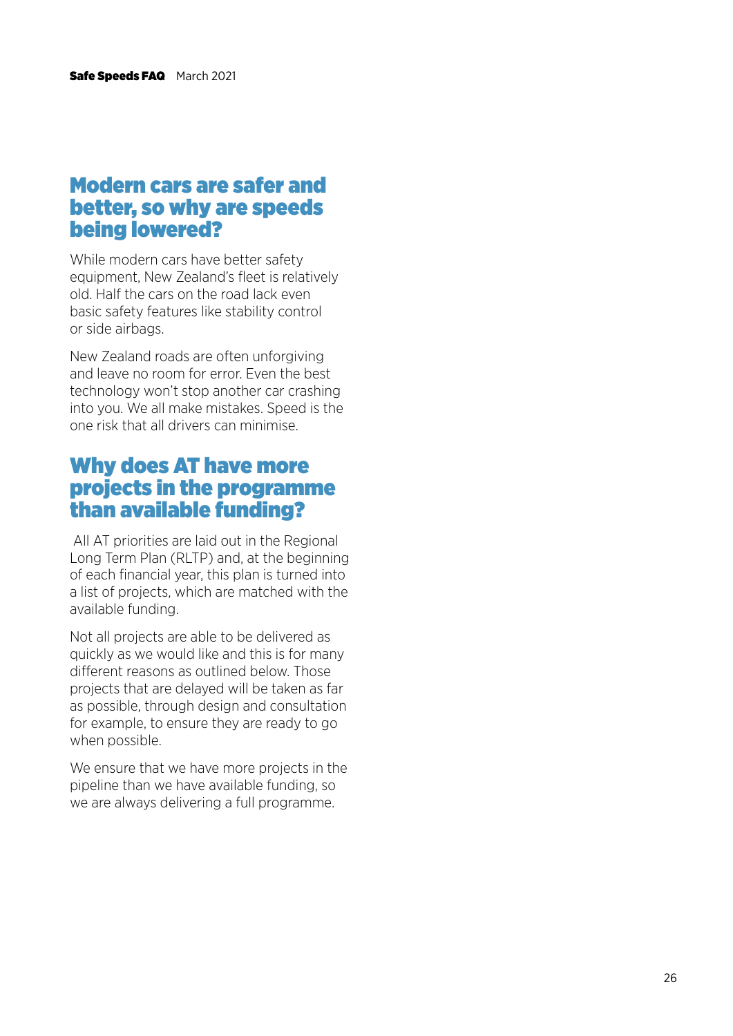## Modern cars are safer and better, so why are speeds being lowered?

While modern cars have better safety equipment, New Zealand's fleet is relatively old. Half the cars on the road lack even basic safety features like stability control or side airbags.

New Zealand roads are often unforgiving and leave no room for error. Even the best technology won't stop another car crashing into you. We all make mistakes. Speed is the one risk that all drivers can minimise.

## Why does AT have more projects in the programme than available funding?

All AT priorities are laid out in the Regional Long Term Plan (RLTP) and, at the beginning of each financial year, this plan is turned into a list of projects, which are matched with the available funding.

Not all projects are able to be delivered as quickly as we would like and this is for many different reasons as outlined below. Those projects that are delayed will be taken as far as possible, through design and consultation for example, to ensure they are ready to go when possible.

We ensure that we have more projects in the pipeline than we have available funding, so we are always delivering a full programme.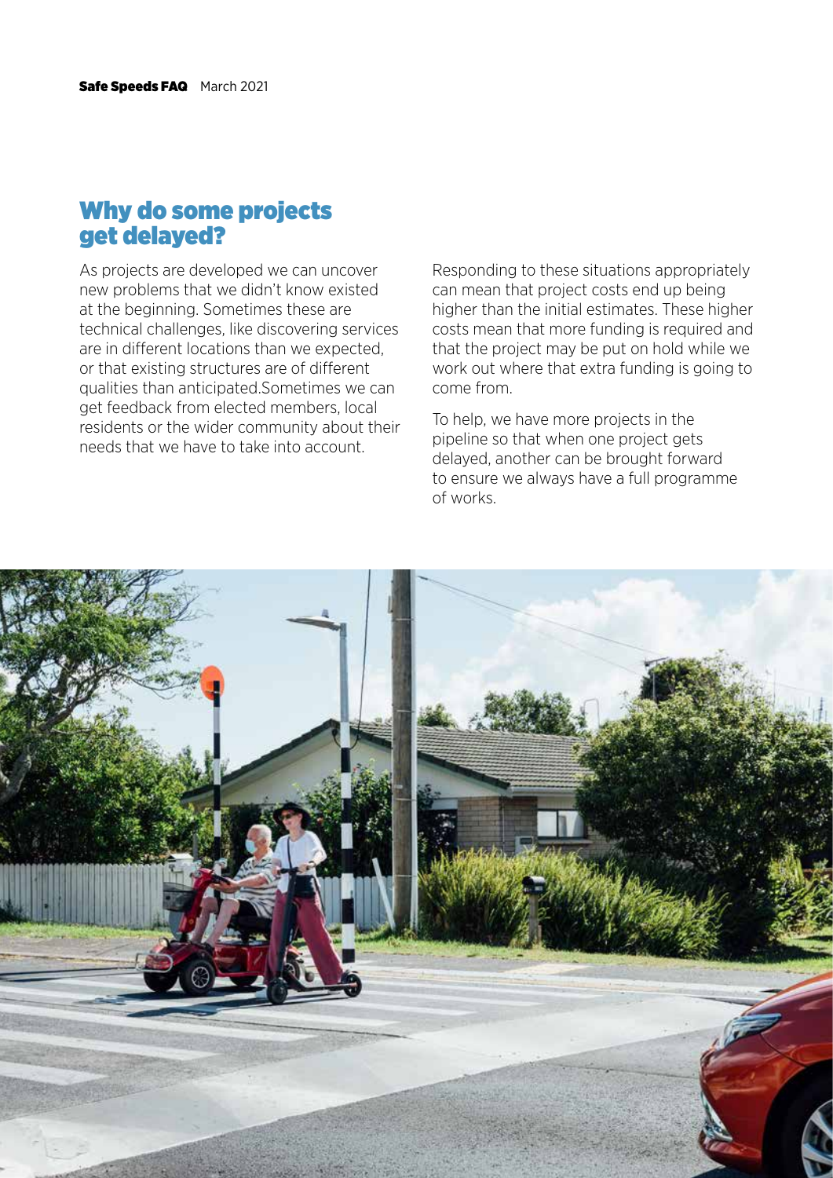## Why do some projects get delayed?

As projects are developed we can uncover new problems that we didn't know existed at the beginning. Sometimes these are technical challenges, like discovering services are in different locations than we expected, or that existing structures are of different qualities than anticipated.Sometimes we can get feedback from elected members, local residents or the wider community about their needs that we have to take into account.

Responding to these situations appropriately can mean that project costs end up being higher than the initial estimates. These higher costs mean that more funding is required and that the project may be put on hold while we work out where that extra funding is going to come from.

To help, we have more projects in the pipeline so that when one project gets delayed, another can be brought forward to ensure we always have a full programme of works.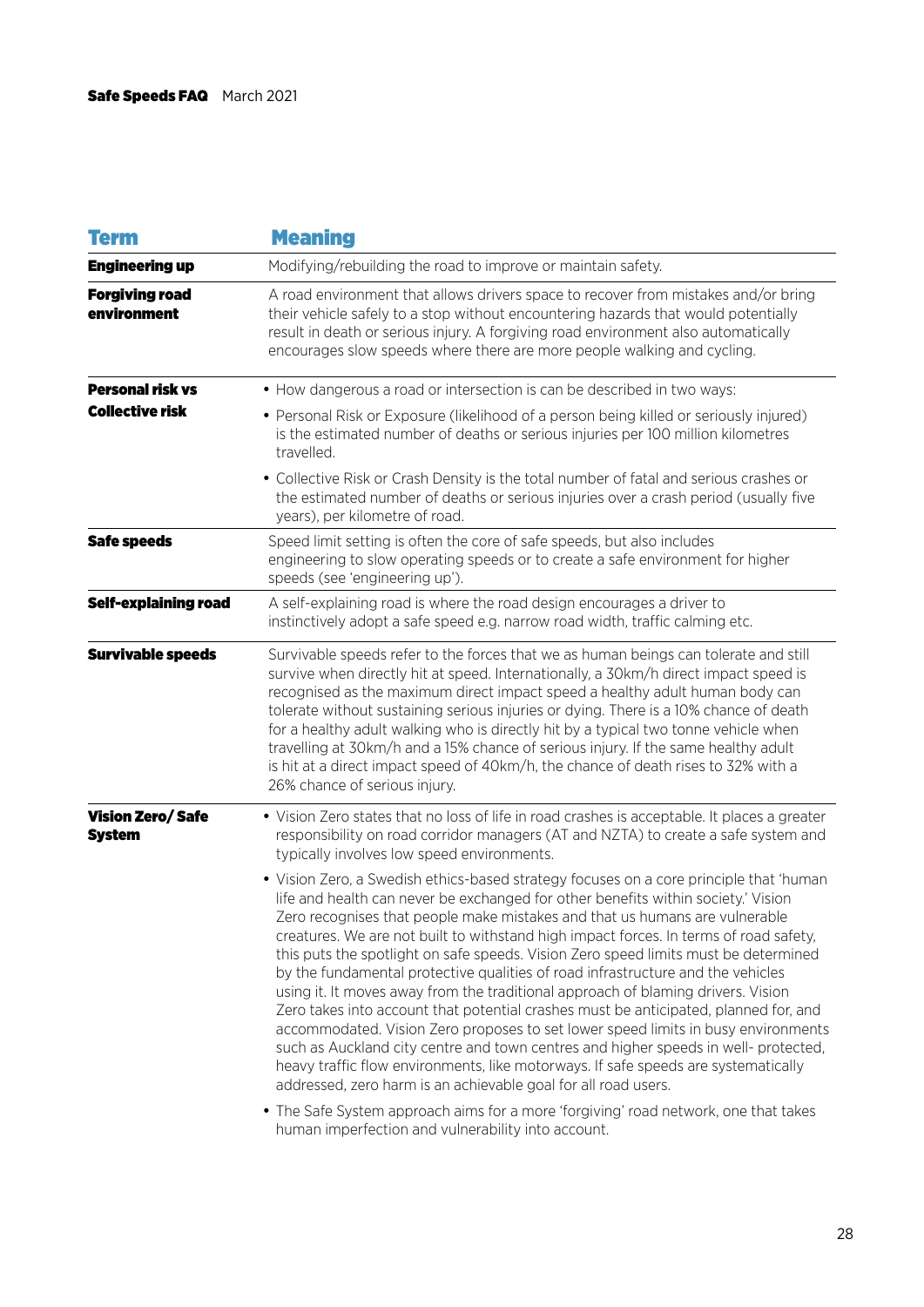| Term | Meaning |
|---|---|
| **Engineering up** | Modifying/rebuilding the road to improve or maintain safety. |
| **Forgiving road environment** | A road environment that allows drivers space to recover from mistakes and/or bring their vehicle safely to a stop without encountering hazards that would potentially result in death or serious injury. A forgiving road environment also automatically encourages slow speeds where there are more people walking and cycling. |
| **Personal risk vs Collective risk** | • How dangerous a road or intersection is can be described in two ways:<br>• Personal Risk or Exposure (likelihood of a person being killed or seriously injured) is the estimated number of deaths or serious injuries per 100 million kilometres travelled.<br>• Collective Risk or Crash Density is the total number of fatal and serious crashes or the estimated number of deaths or serious injuries over a crash period (usually five years), per kilometre of road. |
| **Safe speeds** | Speed limit setting is often the core of safe speeds, but also includes engineering to slow operating speeds or to create a safe environment for higher speeds (see 'engineering up'). |
| **Self-explaining road** | A self-explaining road is where the road design encourages a driver to instinctively adopt a safe speed e.g. narrow road width, traffic calming etc. |
| **Survivable speeds** | Survivable speeds refer to the forces that we as human beings can tolerate and still survive when directly hit at speed. Internationally, a 30km/h direct impact speed is recognised as the maximum direct impact speed a healthy adult human body can tolerate without sustaining serious injuries or dying. There is a 10% chance of death for a healthy adult walking who is directly hit by a typical two tonne vehicle when travelling at 30km/h and a 15% chance of serious injury. If the same healthy adult is hit at a direct impact speed of 40km/h, the chance of death rises to 32% with a 26% chance of serious injury. |
| **Vision Zero/ Safe System** | • Vision Zero states that no loss of life in road crashes is acceptable. It places a greater responsibility on road corridor managers (AT and NZTA) to create a safe system and typically involves low speed environments.<br>• Vision Zero, a Swedish ethics-based strategy focuses on a core principle that 'human life and health can never be exchanged for other benefits within society.' Vision Zero recognises that people make mistakes and that us humans are vulnerable creatures. We are not built to withstand high impact forces. In terms of road safety, this puts the spotlight on safe speeds. Vision Zero speed limits must be determined by the fundamental protective qualities of road infrastructure and the vehicles using it. It moves away from the traditional approach of blaming drivers. Vision Zero takes into account that potential crashes must be anticipated, planned for, and accommodated. Vision Zero proposes to set lower speed limits in busy environments such as Auckland city centre and town centres and higher speeds in well- protected, heavy traffic flow environments, like motorways. If safe speeds are systematically addressed, zero harm is an achievable goal for all road users.<br>• The Safe System approach aims for a more 'forgiving' road network, one that takes human imperfection and vulnerability into account. |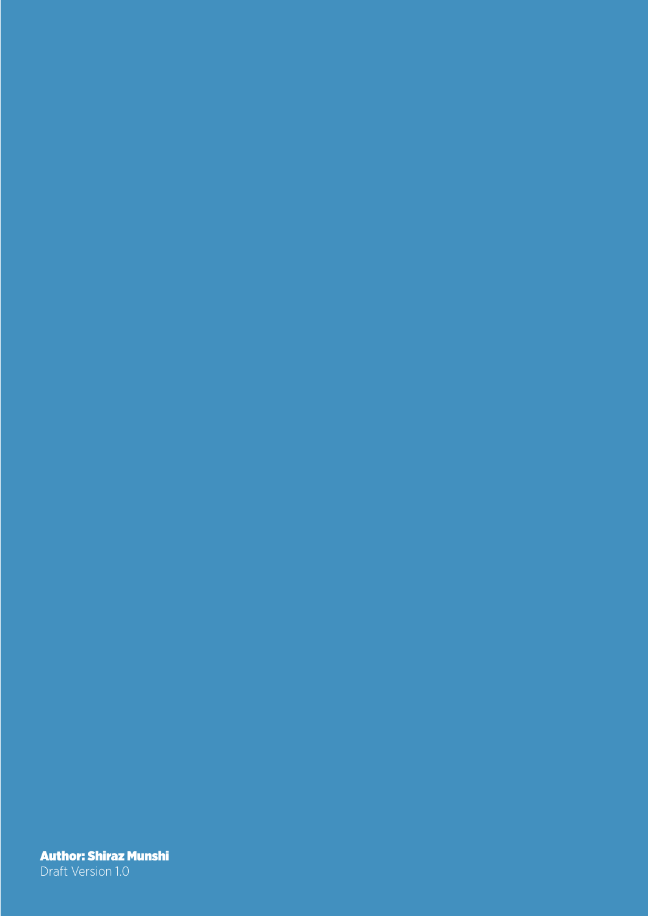**Author: Shiraz Munshi**
Draft Version 1.0